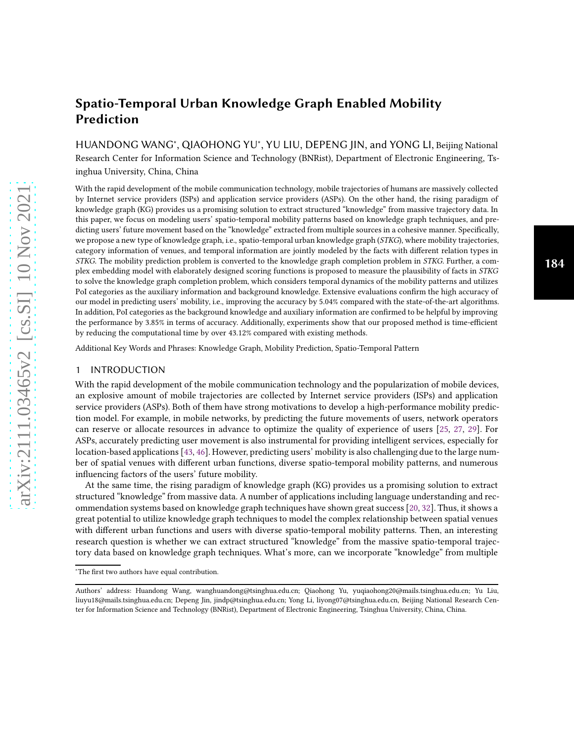# Spatio-Temporal Urban Knowledge Graph Enabled Mobility Prediction

HUANDONG WANG*, QIAOHONG YU*, YU LIU, DEPENG JIN, and YONG LI, Beijing National Research Center for Information Science and Technology (BNRist), Department of Electronic Engineering, Tsinghua University, China, China

With the rapid development of the mobile communication technology, mobile trajectories of humans are massively collected by Internet service providers (ISPs) and application service providers (ASPs). On the other hand, the rising paradigm of knowledge graph (KG) provides us a promising solution to extract structured "knowledge" from massive trajectory data. In this paper, we focus on modeling users' spatio-temporal mobility patterns based on knowledge graph techniques, and predicting users' future movement based on the "knowledge" extracted from multiple sources in a cohesive manner. Specifically, we propose a new type of knowledge graph, i.e., spatio-temporal urban knowledge graph (*STKG*), where mobility trajectories, category information of venues, and temporal information are jointly modeled by the facts with different relation types in *STKG*. The mobility prediction problem is converted to the knowledge graph completion problem in *STKG*. Further, a complex embedding model with elaborately designed scoring functions is proposed to measure the plausibility of facts in *STKG* to solve the knowledge graph completion problem, which considers temporal dynamics of the mobility patterns and utilizes PoI categories as the auxiliary information and background knowledge. Extensive evaluations confirm the high accuracy of our model in predicting users' mobility, i.e., improving the accuracy by 5.04% compared with the state-of-the-art algorithms. In addition, PoI categories as the background knowledge and auxiliary information are confirmed to be helpful by improving the performance by 3.85% in terms of accuracy. Additionally, experiments show that our proposed method is time-efficient by reducing the computational time by over 43.12% compared with existing methods.

Additional Key Words and Phrases: Knowledge Graph, Mobility Prediction, Spatio-Temporal Pattern

## 1 INTRODUCTION

With the rapid development of the mobile communication technology and the popularization of mobile devices, an explosive amount of mobile trajectories are collected by Internet service providers (ISPs) and application service providers (ASPs). Both of them have strong motivations to develop a high-performance mobility prediction model. For example, in mobile networks, by predicting the future movements of users, network operators can reserve or allocate resources in advance to optimize the quality of experience of users [25, 27, 29]. For ASPs, accurately predicting user movement is also instrumental for providing intelligent services, especially for location-based applications [43, 46]. However, predicting users' mobility is also challenging due to the large number of spatial venues with different urban functions, diverse spatio-temporal mobility patterns, and numerous influencing factors of the users' future mobility.

At the same time, the rising paradigm of knowledge graph (KG) provides us a promising solution to extract structured "knowledge" from massive data. A number of applications including language understanding and recommendation systems based on knowledge graph techniques have shown great success [20, 32]. Thus, it shows a great potential to utilize knowledge graph techniques to model the complex relationship between spatial venues with different urban functions and users with diverse spatio-temporal mobility patterns. Then, an interesting research question is whether we can extract structured "knowledge" from the massive spatio-temporal trajectory data based on knowledge graph techniques. What's more, can we incorporate "knowledge" from multiple

*The first two authors have equal contribution.

Authors' address: Huandong Wang, wanghuandong@tsinghua.edu.cn; Qiaohong Yu, yuqiaohong20@mails.tsinghua.edu.cn; Yu Liu, liuyu18@mails.tsinghua.edu.cn; Depeng Jin, jindp@tsinghua.edu.cn; Yong Li, liyong07@tsinghua.edu.cn, Beijing National Research Center for Information Science and Technology (BNRist), Department of Electronic Engineering, Tsinghua University, China, China.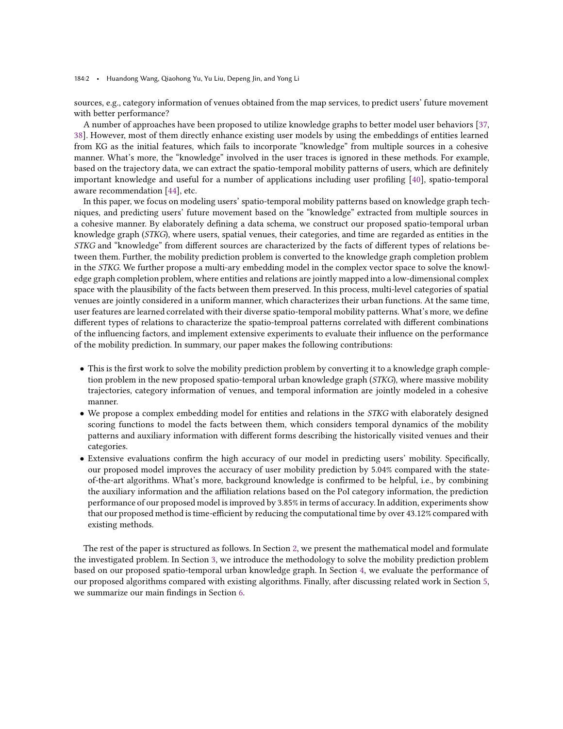sources, e.g., category information of venues obtained from the map services, to predict users' future movement with better performance?

A number of approaches have been proposed to utilize knowledge graphs to better model user behaviors [37, 38]. However, most of them directly enhance existing user models by using the embeddings of entities learned from KG as the initial features, which fails to incorporate "knowledge" from multiple sources in a cohesive manner. What's more, the "knowledge" involved in the user traces is ignored in these methods. For example, based on the trajectory data, we can extract the spatio-temporal mobility patterns of users, which are definitely important knowledge and useful for a number of applications including user profiling [40], spatio-temporal aware recommendation [44], etc.

In this paper, we focus on modeling users' spatio-temporal mobility patterns based on knowledge graph techniques, and predicting users' future movement based on the "knowledge" extracted from multiple sources in a cohesive manner. By elaborately defining a data schema, we construct our proposed spatio-temporal urban knowledge graph (*STKG*), where users, spatial venues, their categories, and time are regarded as entities in the *STKG* and "knowledge" from different sources are characterized by the facts of different types of relations between them. Further, the mobility prediction problem is converted to the knowledge graph completion problem in the *STKG*. We further propose a multi-ary embedding model in the complex vector space to solve the knowledge graph completion problem, where entities and relations are jointly mapped into a low-dimensional complex space with the plausibility of the facts between them preserved. In this process, multi-level categories of spatial venues are jointly considered in a uniform manner, which characterizes their urban functions. At the same time, user features are learned correlated with their diverse spatio-temporal mobility patterns. What's more, we define different types of relations to characterize the spatio-temproal patterns correlated with different combinations of the influencing factors, and implement extensive experiments to evaluate their influence on the performance of the mobility prediction. In summary, our paper makes the following contributions:

- This is the first work to solve the mobility prediction problem by converting it to a knowledge graph completion problem in the new proposed spatio-temporal urban knowledge graph (*STKG*), where massive mobility trajectories, category information of venues, and temporal information are jointly modeled in a cohesive manner.
- We propose a complex embedding model for entities and relations in the *STKG* with elaborately designed scoring functions to model the facts between them, which considers temporal dynamics of the mobility patterns and auxiliary information with different forms describing the historically visited venues and their categories.
- Extensive evaluations confirm the high accuracy of our model in predicting users' mobility. Specifically, our proposed model improves the accuracy of user mobility prediction by 5.04% compared with the state-of-the-art algorithms. What's more, background knowledge is confirmed to be helpful, i.e., by combining the auxiliary information and the affiliation relations based on the PoI category information, the prediction performance of our proposed model is improved by 3.85% in terms of accuracy. In addition, experiments show that our proposed method is time-efficient by reducing the computational time by over 43.12% compared with existing methods.

The rest of the paper is structured as follows. In Section 2, we present the mathematical model and formulate the investigated problem. In Section 3, we introduce the methodology to solve the mobility prediction problem based on our proposed spatio-temporal urban knowledge graph. In Section 4, we evaluate the performance of our proposed algorithms compared with existing algorithms. Finally, after discussing related work in Section 5, we summarize our main findings in Section 6.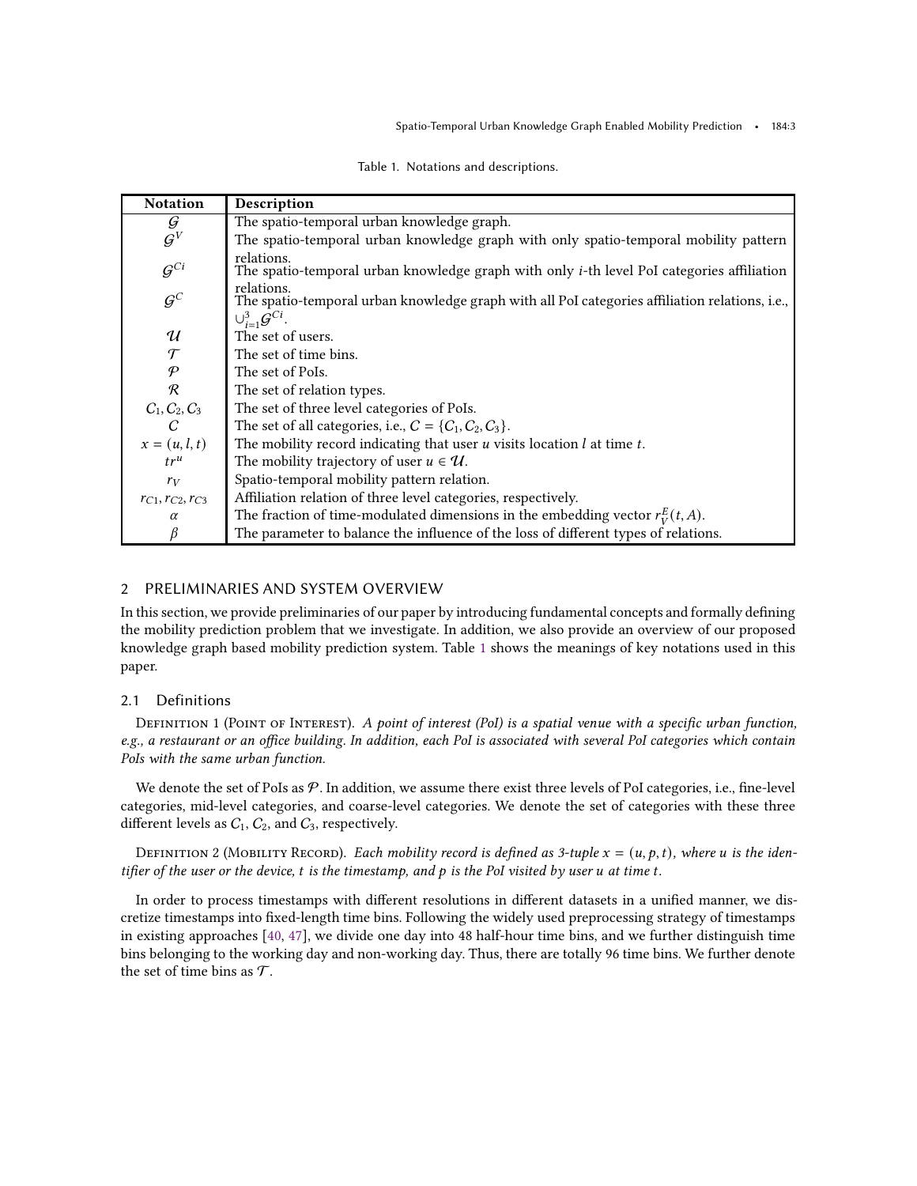Table 1. Notations and descriptions.

| Notation | Description |
|---|---|
| $\mathcal{G}$ | The spatio-temporal urban knowledge graph. |
| $\mathcal{G}^V$ | The spatio-temporal urban knowledge graph with only spatio-temporal mobility pattern relations. |
| $\mathcal{G}^{Ci}$ | The spatio-temporal urban knowledge graph with only $i$-th level PoI categories affiliation relations. |
| $\mathcal{G}^C$ | The spatio-temporal urban knowledge graph with all PoI categories affiliation relations, i.e., $\cup_{i=1}^{3}\mathcal{G}^{Ci}$. |
| $\mathcal{U}$ | The set of users. |
| $\mathcal{T}$ | The set of time bins. |
| $\mathcal{P}$ | The set of PoIs. |
| $\mathcal{R}$ | The set of relation types. |
| $C_1, C_2, C_3$ | The set of three level categories of PoIs. |
| $C$ | The set of all categories, i.e., $C = \{C_1, C_2, C_3\}$. |
| $x = (u, l, t)$ | The mobility record indicating that user $u$ visits location $l$ at time $t$. |
| $tr^u$ | The mobility trajectory of user $u \in \mathcal{U}$. |
| $r_V$ | Spatio-temporal mobility pattern relation. |
| $r_{C1}, r_{C2}, r_{C3}$ | Affiliation relation of three level categories, respectively. |
| $\alpha$ | The fraction of time-modulated dimensions in the embedding vector $r_V^E(t, A)$. |
| $\beta$ | The parameter to balance the influence of the loss of different types of relations. |

## 2 PRELIMINARIES AND SYSTEM OVERVIEW

In this section, we provide preliminaries of our paper by introducing fundamental concepts and formally defining the mobility prediction problem that we investigate. In addition, we also provide an overview of our proposed knowledge graph based mobility prediction system. Table 1 shows the meanings of key notations used in this paper.

### 2.1 Definitions

Definition 1 (Point of Interest). *A point of interest (PoI) is a spatial venue with a specific urban function, e.g., a restaurant or an office building. In addition, each PoI is associated with several PoI categories which contain PoIs with the same urban function.*

We denote the set of PoIs as $\mathcal{P}$. In addition, we assume there exist three levels of PoI categories, i.e., fine-level categories, mid-level categories, and coarse-level categories. We denote the set of categories with these three different levels as $C_1$, $C_2$, and $C_3$, respectively.

Definition 2 (Mobility Record). *Each mobility record is defined as 3-tuple $x = (u, p, t)$, where $u$ is the identifier of the user or the device, $t$ is the timestamp, and $p$ is the PoI visited by user $u$ at time $t$.*

In order to process timestamps with different resolutions in different datasets in a unified manner, we discretize timestamps into fixed-length time bins. Following the widely used preprocessing strategy of timestamps in existing approaches [40, 47], we divide one day into 48 half-hour time bins, and we further distinguish time bins belonging to the working day and non-working day. Thus, there are totally 96 time bins. We further denote the set of time bins as $\mathcal{T}$.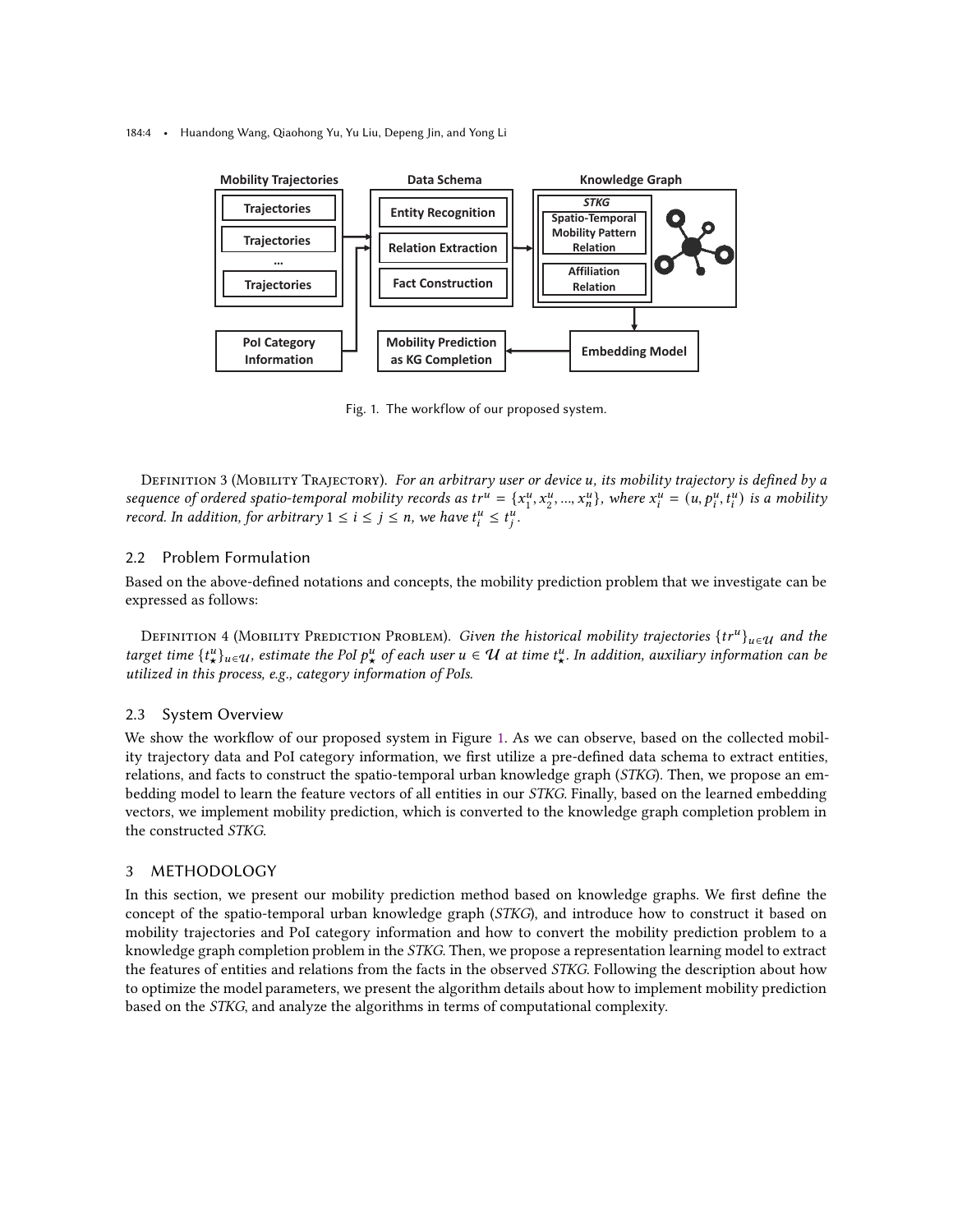Fig. 1. The workflow of our proposed system.

Definition 3 (Mobility Trajectory). *For an arbitrary user or device u, its mobility trajectory is defined by a sequence of ordered spatio-temporal mobility records as* $tr^u = \{x_1^u, x_2^u, ..., x_n^u\}$*, where* $x_i^u = (u, p_i^u, t_i^u)$ *is a mobility record. In addition, for arbitrary* $1 \leq i \leq j \leq n$*, we have* $t_i^u \leq t_j^u$*.*

## 2.2 Problem Formulation

Based on the above-defined notations and concepts, the mobility prediction problem that we investigate can be expressed as follows:

Definition 4 (Mobility Prediction Problem). *Given the historical mobility trajectories* $\{tr^u\}_{u \in \mathcal{U}}$ *and the target time* $\{t_\star^u\}_{u \in \mathcal{U}}$*, estimate the PoI* $p_\star^u$ *of each user* $u \in \mathcal{U}$ *at time* $t_\star^u$*. In addition, auxiliary information can be utilized in this process, e.g., category information of PoIs.*

## 2.3 System Overview

We show the workflow of our proposed system in Figure 1. As we can observe, based on the collected mobility trajectory data and PoI category information, we first utilize a pre-defined data schema to extract entities, relations, and facts to construct the spatio-temporal urban knowledge graph (*STKG*). Then, we propose an embedding model to learn the feature vectors of all entities in our *STKG*. Finally, based on the learned embedding vectors, we implement mobility prediction, which is converted to the knowledge graph completion problem in the constructed *STKG*.

# 3 METHODOLOGY

In this section, we present our mobility prediction method based on knowledge graphs. We first define the concept of the spatio-temporal urban knowledge graph (*STKG*), and introduce how to construct it based on mobility trajectories and PoI category information and how to convert the mobility prediction problem to a knowledge graph completion problem in the *STKG*. Then, we propose a representation learning model to extract the features of entities and relations from the facts in the observed *STKG*. Following the description about how to optimize the model parameters, we present the algorithm details about how to implement mobility prediction based on the *STKG*, and analyze the algorithms in terms of computational complexity.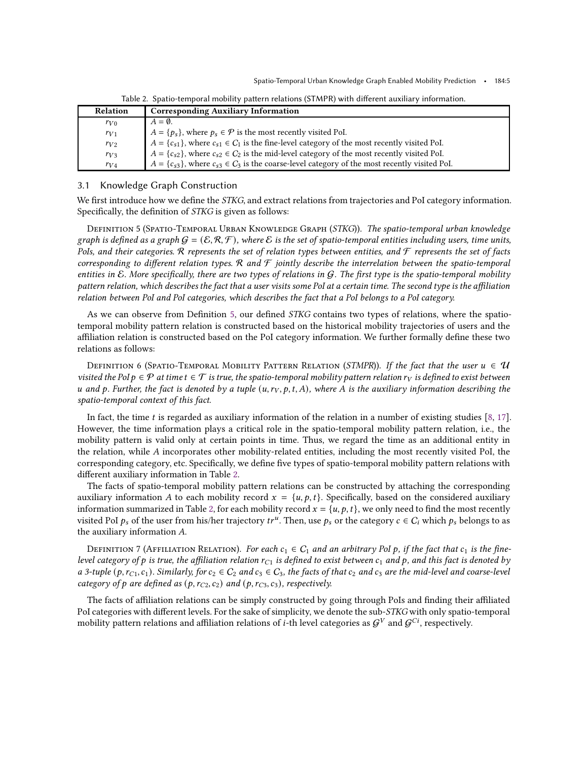Table 2. Spatio-temporal mobility pattern relations (STMPR) with different auxiliary information.

| Relation | Corresponding Auxiliary Information |
|---|---|
| $r_{V0}$ | $A = \emptyset$. |
| $r_{V1}$ | $A = \{p_s\}$, where $p_s \in \mathcal{P}$ is the most recently visited PoI. |
| $r_{V2}$ | $A = \{c_{s1}\}$, where $c_{s1} \in C_1$ is the fine-level category of the most recently visited PoI. |
| $r_{V3}$ | $A = \{c_{s2}\}$, where $c_{s2} \in C_2$ is the mid-level category of the most recently visited PoI. |
| $r_{V4}$ | $A = \{c_{s3}\}$, where $c_{s3} \in C_3$ is the coarse-level category of the most recently visited PoI. |

## 3.1 Knowledge Graph Construction

We first introduce how we define the *STKG*, and extract relations from trajectories and PoI category information. Specifically, the definition of *STKG* is given as follows:

Definition 5 (Spatio-Temporal Urban Knowledge Graph (*STKG*)). *The spatio-temporal urban knowledge graph is defined as a graph $\mathcal{G} = (\mathcal{E}, \mathcal{R}, \mathcal{F})$, where $\mathcal{E}$ is the set of spatio-temporal entities including users, time units, PoIs, and their categories. $\mathcal{R}$ represents the set of relation types between entities, and $\mathcal{F}$ represents the set of facts corresponding to different relation types. $\mathcal{R}$ and $\mathcal{F}$ jointly describe the interrelation between the spatio-temporal entities in $\mathcal{E}$. More specifically, there are two types of relations in $\mathcal{G}$. The first type is the spatio-temporal mobility pattern relation, which describes the fact that a user visits some PoI at a certain time. The second type is the affiliation relation between PoI and PoI categories, which describes the fact that a PoI belongs to a PoI category.*

As we can observe from Definition 5, our defined *STKG* contains two types of relations, where the spatio-temporal mobility pattern relation is constructed based on the historical mobility trajectories of users and the affiliation relation is constructed based on the PoI category information. We further formally define these two relations as follows:

Definition 6 (Spatio-Temporal Mobility Pattern Relation (*STMPR*)). *If the fact that the user $u \in \mathcal{U}$ visited the PoI $p \in \mathcal{P}$ at time $t \in \mathcal{T}$ is true, the spatio-temporal mobility pattern relation $r_V$ is defined to exist between $u$ and $p$. Further, the fact is denoted by a tuple $(u, r_V, p, t, A)$, where $A$ is the auxiliary information describing the spatio-temporal context of this fact.*

In fact, the time $t$ is regarded as auxiliary information of the relation in a number of existing studies [8, 17]. However, the time information plays a critical role in the spatio-temporal mobility pattern relation, i.e., the mobility pattern is valid only at certain points in time. Thus, we regard the time as an additional entity in the relation, while $A$ incorporates other mobility-related entities, including the most recently visited PoI, the corresponding category, etc. Specifically, we define five types of spatio-temporal mobility pattern relations with different auxiliary information in Table 2.

The facts of spatio-temporal mobility pattern relations can be constructed by attaching the corresponding auxiliary information $A$ to each mobility record $x = \{u, p, t\}$. Specifically, based on the considered auxiliary information summarized in Table 2, for each mobility record $x = \{u, p, t\}$, we only need to find the most recently visited PoI $p_s$ of the user from his/her trajectory $tr^u$. Then, use $p_s$ or the category $c \in C_i$ which $p_s$ belongs to as the auxiliary information $A$.

Definition 7 (Affiliation Relation). *For each $c_1 \in C_1$ and an arbitrary PoI $p$, if the fact that $c_1$ is the fine-level category of $p$ is true, the affiliation relation $r_{C1}$ is defined to exist between $c_1$ and $p$, and this fact is denoted by a 3-tuple $(p, r_{C1}, c_1)$. Similarly, for $c_2 \in C_2$ and $c_3 \in C_3$, the facts of that $c_2$ and $c_3$ are the mid-level and coarse-level category of $p$ are defined as $(p, r_{C2}, c_2)$ and $(p, r_{C3}, c_3)$, respectively.*

The facts of affiliation relations can be simply constructed by going through PoIs and finding their affiliated PoI categories with different levels. For the sake of simplicity, we denote the sub-*STKG* with only spatio-temporal mobility pattern relations and affiliation relations of $i$-th level categories as $\mathcal{G}^V$ and $\mathcal{G}^{Ci}$, respectively.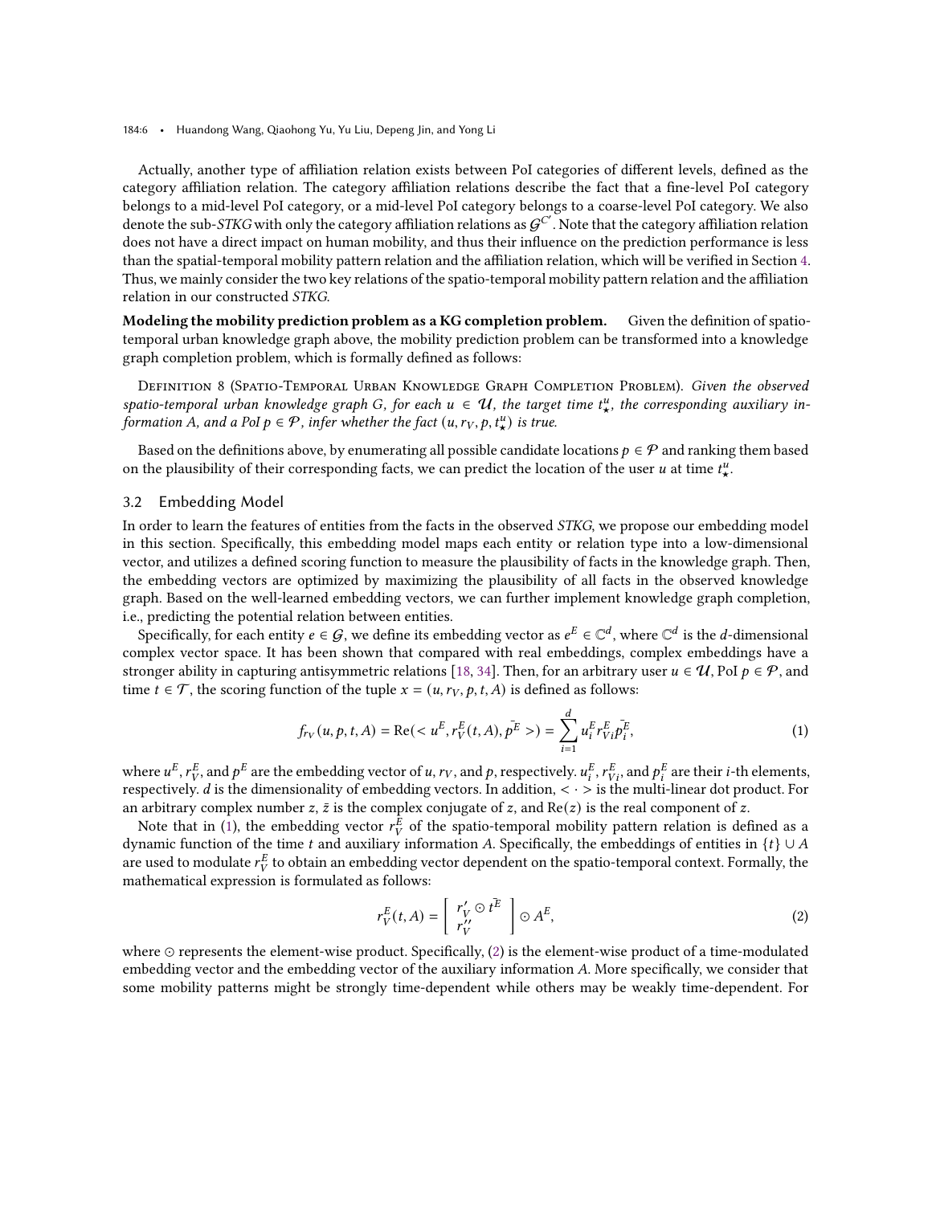Actually, another type of affiliation relation exists between PoI categories of different levels, defined as the category affiliation relation. The category affiliation relations describe the fact that a fine-level PoI category belongs to a mid-level PoI category, or a mid-level PoI category belongs to a coarse-level PoI category. We also denote the sub-*STKG* with only the category affiliation relations as $\mathcal{G}^{C'}$. Note that the category affiliation relation does not have a direct impact on human mobility, and thus their influence on the prediction performance is less than the spatial-temporal mobility pattern relation and the affiliation relation, which will be verified in Section 4. Thus, we mainly consider the two key relations of the spatio-temporal mobility pattern relation and the affiliation relation in our constructed *STKG*.

**Modeling the mobility prediction problem as a KG completion problem.** Given the definition of spatio-temporal urban knowledge graph above, the mobility prediction problem can be transformed into a knowledge graph completion problem, which is formally defined as follows:

Definition 8 (Spatio-Temporal Urban Knowledge Graph Completion Problem). *Given the observed spatio-temporal urban knowledge graph G, for each $u \in \mathcal{U}$, the target time $t_\star^u$, the corresponding auxiliary information A, and a PoI $p \in \mathcal{P}$, infer whether the fact $(u, r_V, p, t_\star^u)$ is true.*

Based on the definitions above, by enumerating all possible candidate locations $p \in \mathcal{P}$ and ranking them based on the plausibility of their corresponding facts, we can predict the location of the user $u$ at time $t_\star^u$.

## 3.2 Embedding Model

In order to learn the features of entities from the facts in the observed *STKG*, we propose our embedding model in this section. Specifically, this embedding model maps each entity or relation type into a low-dimensional vector, and utilizes a defined scoring function to measure the plausibility of facts in the knowledge graph. Then, the embedding vectors are optimized by maximizing the plausibility of all facts in the observed knowledge graph. Based on the well-learned embedding vectors, we can further implement knowledge graph completion, i.e., predicting the potential relation between entities.

Specifically, for each entity $e \in \mathcal{G}$, we define its embedding vector as $e^E \in \mathbb{C}^d$, where $\mathbb{C}^d$ is the $d$-dimensional complex vector space. It has been shown that compared with real embeddings, complex embeddings have a stronger ability in capturing antisymmetric relations [18, 34]. Then, for an arbitrary user $u \in \mathcal{U}$, PoI $p \in \mathcal{P}$, and time $t \in \mathcal{T}$, the scoring function of the tuple $x = (u, r_V, p, t, A)$ is defined as follows:

$$f_{r_V}(u, p, t, A) = \mathrm{Re}(< u^E, r_V^E(t, A), \bar{p^E} >) = \sum_{i=1}^{d} u_i^E r_{Vi}^E \bar{p}_i^E, \tag{1}$$

where $u^E$, $r_V^E$, and $p^E$ are the embedding vector of $u$, $r_V$, and $p$, respectively. $u_i^E$, $r_{Vi}^E$, and $p_i^E$ are their $i$-th elements, respectively. $d$ is the dimensionality of embedding vectors. In addition, $< \cdot >$ is the multi-linear dot product. For an arbitrary complex number $z$, $\bar{z}$ is the complex conjugate of $z$, and $\mathrm{Re}(z)$ is the real component of $z$.

Note that in (1), the embedding vector $r_V^E$ of the spatio-temporal mobility pattern relation is defined as a dynamic function of the time $t$ and auxiliary information $A$. Specifically, the embeddings of entities in $\{t\} \cup A$ are used to modulate $r_V^E$ to obtain an embedding vector dependent on the spatio-temporal context. Formally, the mathematical expression is formulated as follows:

$$r_V^E(t, A) = \begin{bmatrix} r_V' \odot \bar{t^E} \\ r_V'' \end{bmatrix} \odot A^E, \tag{2}$$

where $\odot$ represents the element-wise product. Specifically, (2) is the element-wise product of a time-modulated embedding vector and the embedding vector of the auxiliary information $A$. More specifically, we consider that some mobility patterns might be strongly time-dependent while others may be weakly time-dependent. For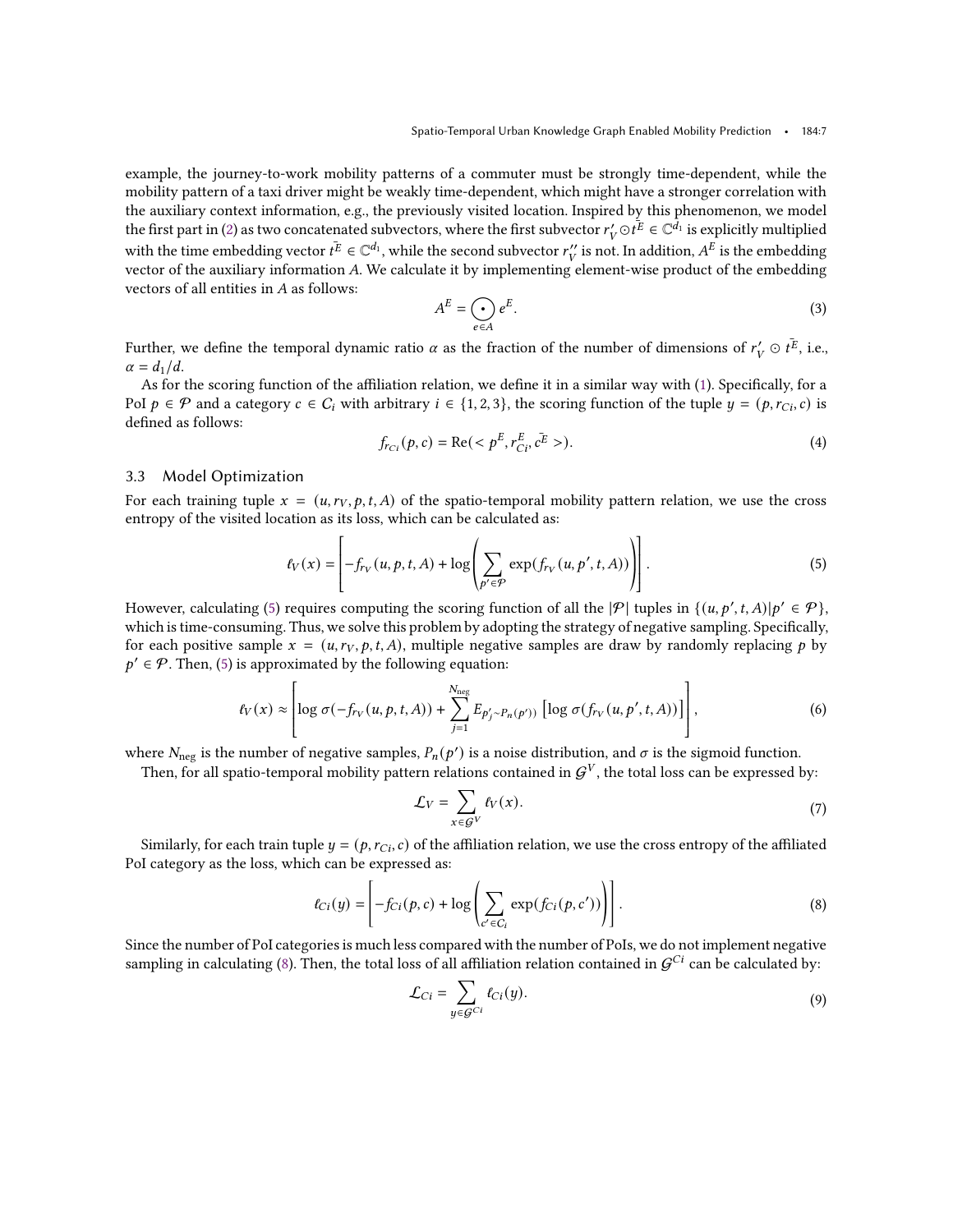example, the journey-to-work mobility patterns of a commuter must be strongly time-dependent, while the mobility pattern of a taxi driver might be weakly time-dependent, which might have a stronger correlation with the auxiliary context information, e.g., the previously visited location. Inspired by this phenomenon, we model the first part in (2) as two concatenated subvectors, where the first subvector $r'_V \odot \bar{t^E} \in \mathbb{C}^{d_1}$ is explicitly multiplied with the time embedding vector $t^E \in \mathbb{C}^{d_1}$, while the second subvector $r''_V$ is not. In addition, $A^E$ is the embedding vector of the auxiliary information $A$. We calculate it by implementing element-wise product of the embedding vectors of all entities in $A$ as follows:

$$A^E = \bigodot_{e \in A} e^E. \tag{3}$$

Further, we define the temporal dynamic ratio $\alpha$ as the fraction of the number of dimensions of $r'_V \odot \bar{t^E}$, i.e., $\alpha = d_1/d$.

As for the scoring function of the affiliation relation, we define it in a similar way with (1). Specifically, for a PoI $p \in \mathcal{P}$ and a category $c \in C_i$ with arbitrary $i \in \{1, 2, 3\}$, the scoring function of the tuple $y = (p, r_{Ci}, c)$ is defined as follows:

$$f_{r_{Ci}}(p, c) = \mathrm{Re}(< p^E, r_{Ci}^E, \bar{c^E} >). \tag{4}$$

## 3.3 Model Optimization

For each training tuple $x = (u, r_V, p, t, A)$ of the spatio-temporal mobility pattern relation, we use the cross entropy of the visited location as its loss, which can be calculated as:

$$\ell_V(x) = \left[ -f_{r_V}(u, p, t, A) + \log \left( \sum_{p' \in \mathcal{P}} \exp(f_{r_V}(u, p', t, A)) \right) \right]. \tag{5}$$

However, calculating (5) requires computing the scoring function of all the $|\mathcal{P}|$ tuples in $\{(u, p', t, A) | p' \in \mathcal{P}\}$, which is time-consuming. Thus, we solve this problem by adopting the strategy of negative sampling. Specifically, for each positive sample $x = (u, r_V, p, t, A)$, multiple negative samples are draw by randomly replacing $p$ by $p' \in \mathcal{P}$. Then, (5) is approximated by the following equation:

$$\ell_V(x) \approx \left[ \log \sigma(-f_{r_V}(u, p, t, A)) + \sum_{j=1}^{N_{\text{neg}}} E_{p'_j \sim P_n(p')} \left[ \log \sigma(f_{r_V}(u, p', t, A)) \right] \right], \tag{6}$$

where $N_{\text{neg}}$ is the number of negative samples, $P_n(p')$ is a noise distribution, and $\sigma$ is the sigmoid function.

Then, for all spatio-temporal mobility pattern relations contained in $\mathcal{G}^V$, the total loss can be expressed by:

$$\mathcal{L}_V = \sum_{x \in \mathcal{G}^V} \ell_V(x). \tag{7}$$

Similarly, for each train tuple $y = (p, r_{Ci}, c)$ of the affiliation relation, we use the cross entropy of the affiliated PoI category as the loss, which can be expressed as:

$$\ell_{Ci}(y) = \left[ -f_{Ci}(p, c) + \log \left( \sum_{c' \in C_i} \exp(f_{Ci}(p, c')) \right) \right]. \tag{8}$$

Since the number of PoI categories is much less compared with the number of PoIs, we do not implement negative sampling in calculating (8). Then, the total loss of all affiliation relation contained in $\mathcal{G}^{Ci}$ can be calculated by:

$$\mathcal{L}_{Ci} = \sum_{y \in \mathcal{G}^{Ci}} \ell_{Ci}(y). \tag{9}$$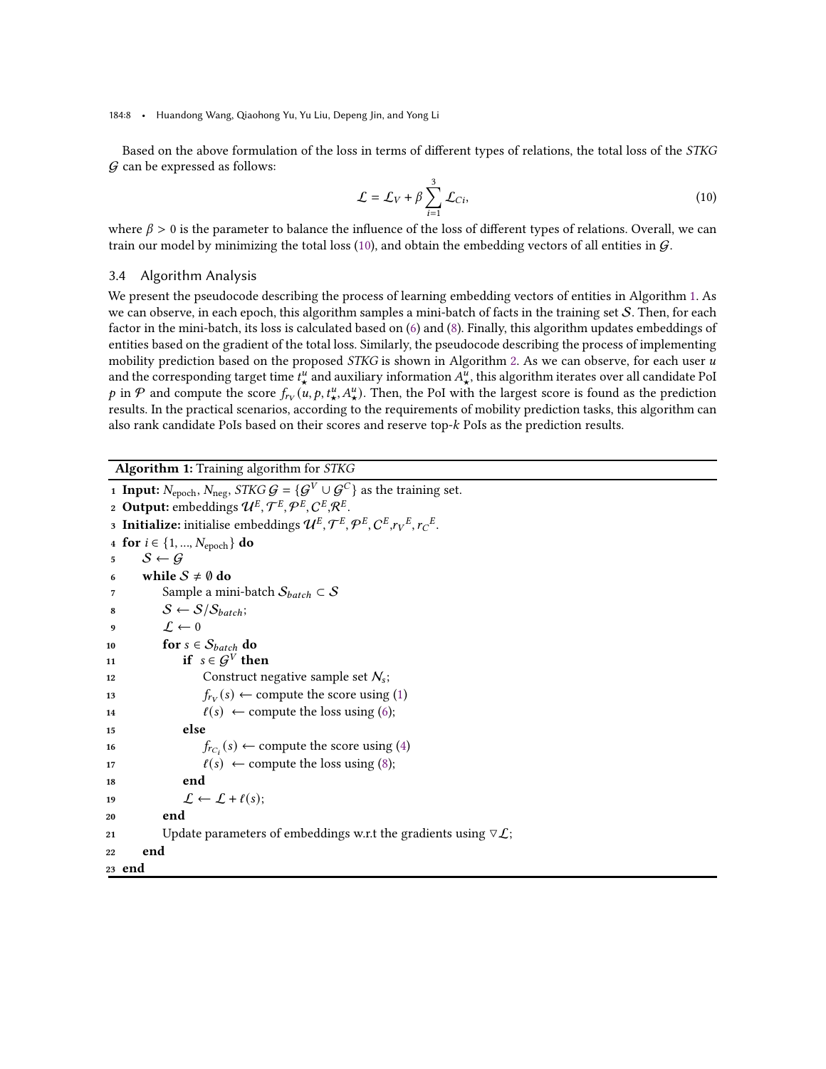Based on the above formulation of the loss in terms of different types of relations, the total loss of the *STKG* $\mathcal{G}$ can be expressed as follows:

$$\mathcal{L} = \mathcal{L}_V + \beta \sum_{i=1}^{3} \mathcal{L}_{Ci}, \tag{10}$$

where $\beta > 0$ is the parameter to balance the influence of the loss of different types of relations. Overall, we can train our model by minimizing the total loss (10), and obtain the embedding vectors of all entities in $\mathcal{G}$.

### 3.4 Algorithm Analysis

We present the pseudocode describing the process of learning embedding vectors of entities in Algorithm 1. As we can observe, in each epoch, this algorithm samples a mini-batch of facts in the training set $\mathcal{S}$. Then, for each factor in the mini-batch, its loss is calculated based on (6) and (8). Finally, this algorithm updates embeddings of entities based on the gradient of the total loss. Similarly, the pseudocode describing the process of implementing mobility prediction based on the proposed *STKG* is shown in Algorithm 2. As we can observe, for each user $u$ and the corresponding target time $t^u_\star$ and auxiliary information $A^u_\star$, this algorithm iterates over all candidate PoI $p$ in $\mathcal{P}$ and compute the score $f_{r_V}(u, p, t^u_\star, A^u_\star)$. Then, the PoI with the largest score is found as the prediction results. In the practical scenarios, according to the requirements of mobility prediction tasks, this algorithm can also rank candidate PoIs based on their scores and reserve top-$k$ PoIs as the prediction results.

**Algorithm 1:** Training algorithm for *STKG*

```
1  Input: N_epoch, N_neg, STKG G = {G^V ∪ G^C} as the training set.
2  Output: embeddings U^E, T^E, P^E, C^E, R^E.
3  Initialize: initialise embeddings U^E, T^E, P^E, C^E, r_V^E, r_C^E.
4  for i ∈ {1, ..., N_epoch} do
5      S ← G
6      while S ≠ ∅ do
7          Sample a mini-batch S_batch ⊂ S
8          S ← S/S_batch;
9          L ← 0
10         for s ∈ S_batch do
11             if s ∈ G^V then
12                 Construct negative sample set N_s;
13                 f_{r_V}(s) ← compute the score using (1)
14                 ℓ(s) ← compute the loss using (6);
15             else
16                 f_{r_{C_i}}(s) ← compute the score using (4)
17                 ℓ(s) ← compute the loss using (8);
18             end
19             L ← L + ℓ(s);
20         end
21         Update parameters of embeddings w.r.t the gradients using ∇L;
22     end
23 end
```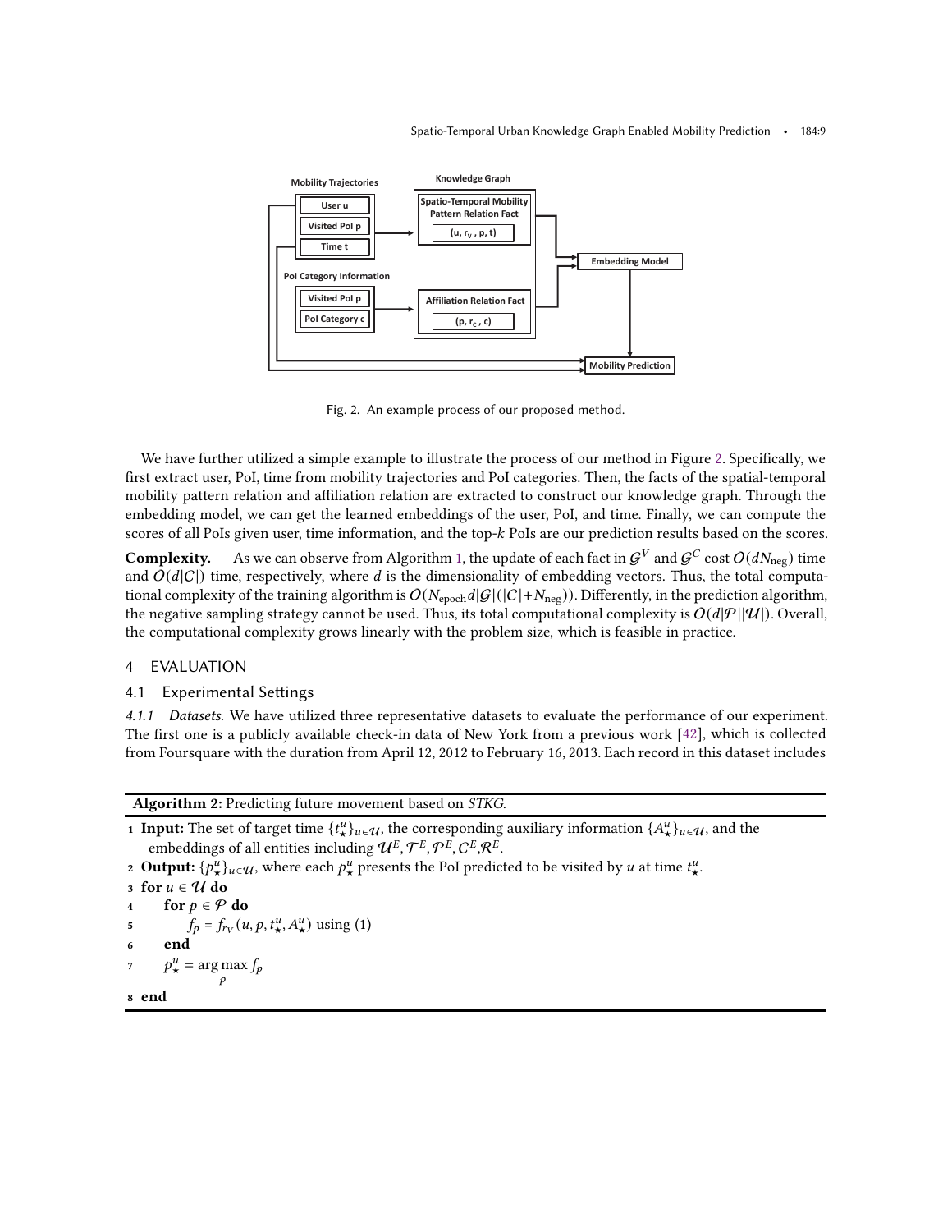Fig. 2. An example process of our proposed method.

We have further utilized a simple example to illustrate the process of our method in Figure 2. Specifically, we first extract user, PoI, time from mobility trajectories and PoI categories. Then, the facts of the spatial-temporal mobility pattern relation and affiliation relation are extracted to construct our knowledge graph. Through the embedding model, we can get the learned embeddings of the user, PoI, and time. Finally, we can compute the scores of all PoIs given user, time information, and the top-$k$ PoIs are our prediction results based on the scores.

**Complexity.** As we can observe from Algorithm 1, the update of each fact in $\mathcal{G}^V$ and $\mathcal{G}^C$ cost $O(dN_{\text{neg}})$ time and $O(d|\mathcal{C}|)$ time, respectively, where $d$ is the dimensionality of embedding vectors. Thus, the total computational complexity of the training algorithm is $O(N_{\text{epoch}}d|\mathcal{G}|(|\mathcal{C}|+N_{\text{neg}}))$. Differently, in the prediction algorithm, the negative sampling strategy cannot be used. Thus, its total computational complexity is $O(d|\mathcal{P}||\mathcal{U}|)$. Overall, the computational complexity grows linearly with the problem size, which is feasible in practice.

## 4 EVALUATION

### 4.1 Experimental Settings

*4.1.1 Datasets.* We have utilized three representative datasets to evaluate the performance of our experiment. The first one is a publicly available check-in data of New York from a previous work [42], which is collected from Foursquare with the duration from April 12, 2012 to February 16, 2013. Each record in this dataset includes

**Algorithm 2:** Predicting future movement based on *STKG*.

1 **Input:** The set of target time $\{t^u_\star\}_{u\in\mathcal{U}}$, the corresponding auxiliary information $\{A^u_\star\}_{u\in\mathcal{U}}$, and the embeddings of all entities including $\mathcal{U}^E, \mathcal{T}^E, \mathcal{P}^E, \mathcal{C}^E, \mathcal{R}^E$.

2 **Output:** $\{p^u_\star\}_{u\in\mathcal{U}}$, where each $p^u_\star$ presents the PoI predicted to be visited by $u$ at time $t^u_\star$.

3 **for** $u \in \mathcal{U}$ **do**

4 &nbsp;&nbsp;&nbsp;&nbsp;**for** $p \in \mathcal{P}$ **do**

5 &nbsp;&nbsp;&nbsp;&nbsp;&nbsp;&nbsp;&nbsp;&nbsp;$f_p = f_{r_V}(u, p, t^u_\star, A^u_\star)$ using (1)

6 &nbsp;&nbsp;&nbsp;&nbsp;**end**

7 &nbsp;&nbsp;&nbsp;&nbsp;$p^u_\star = \arg\max_p f_p$

8 **end**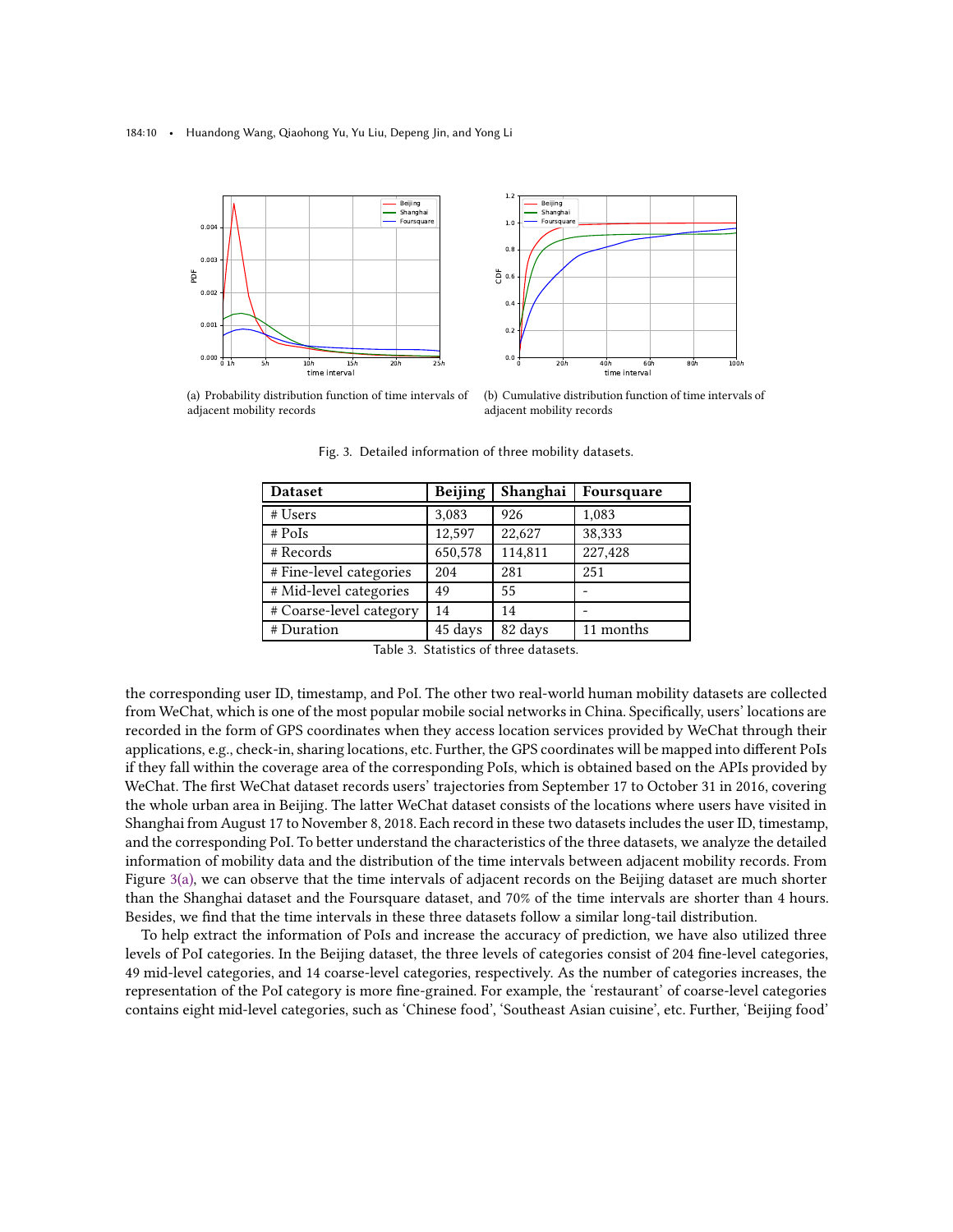(a) Probability distribution function of time intervals of adjacent mobility records

(b) Cumulative distribution function of time intervals of adjacent mobility records

Fig. 3. Detailed information of three mobility datasets.

| Dataset | Beijing | Shanghai | Foursquare |
|---|---|---|---|
| # Users | 3,083 | 926 | 1,083 |
| # PoIs | 12,597 | 22,627 | 38,333 |
| # Records | 650,578 | 114,811 | 227,428 |
| # Fine-level categories | 204 | 281 | 251 |
| # Mid-level categories | 49 | 55 | - |
| # Coarse-level category | 14 | 14 | - |
| # Duration | 45 days | 82 days | 11 months |

Table 3. Statistics of three datasets.

the corresponding user ID, timestamp, and PoI. The other two real-world human mobility datasets are collected from WeChat, which is one of the most popular mobile social networks in China. Specifically, users' locations are recorded in the form of GPS coordinates when they access location services provided by WeChat through their applications, e.g., check-in, sharing locations, etc. Further, the GPS coordinates will be mapped into different PoIs if they fall within the coverage area of the corresponding PoIs, which is obtained based on the APIs provided by WeChat. The first WeChat dataset records users' trajectories from September 17 to October 31 in 2016, covering the whole urban area in Beijing. The latter WeChat dataset consists of the locations where users have visited in Shanghai from August 17 to November 8, 2018. Each record in these two datasets includes the user ID, timestamp, and the corresponding PoI. To better understand the characteristics of the three datasets, we analyze the detailed information of mobility data and the distribution of the time intervals between adjacent mobility records. From Figure 3(a), we can observe that the time intervals of adjacent records on the Beijing dataset are much shorter than the Shanghai dataset and the Foursquare dataset, and 70% of the time intervals are shorter than 4 hours. Besides, we find that the time intervals in these three datasets follow a similar long-tail distribution.

To help extract the information of PoIs and increase the accuracy of prediction, we have also utilized three levels of PoI categories. In the Beijing dataset, the three levels of categories consist of 204 fine-level categories, 49 mid-level categories, and 14 coarse-level categories, respectively. As the number of categories increases, the representation of the PoI category is more fine-grained. For example, the 'restaurant' of coarse-level categories contains eight mid-level categories, such as 'Chinese food', 'Southeast Asian cuisine', etc. Further, 'Beijing food'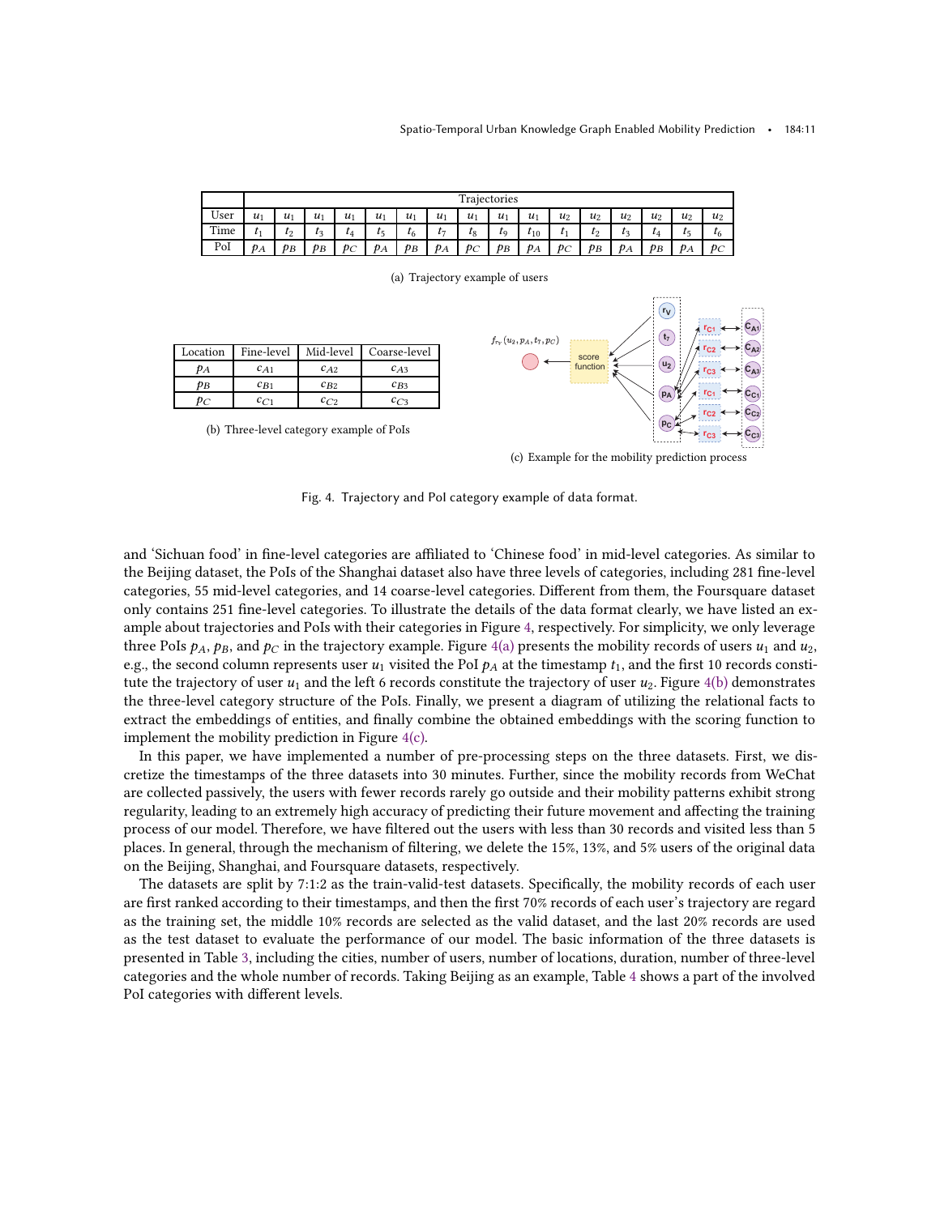| | Trajectories | | | | | | | | | | | | | | | |
|---|---|---|---|---|---|---|---|---|---|---|---|---|---|---|---|---|
| User | $u_1$ | $u_1$ | $u_1$ | $u_1$ | $u_1$ | $u_1$ | $u_1$ | $u_1$ | $u_1$ | $u_1$ | $u_2$ | $u_2$ | $u_2$ | $u_2$ | $u_2$ | $u_2$ |
| Time | $t_1$ | $t_2$ | $t_3$ | $t_4$ | $t_5$ | $t_6$ | $t_7$ | $t_8$ | $t_9$ | $t_{10}$ | $t_1$ | $t_2$ | $t_3$ | $t_4$ | $t_5$ | $t_6$ |
| PoI | $p_A$ | $p_B$ | $p_B$ | $p_C$ | $p_A$ | $p_B$ | $p_A$ | $p_C$ | $p_B$ | $p_A$ | $p_C$ | $p_B$ | $p_A$ | $p_B$ | $p_A$ | $p_C$ |

(a) Trajectory example of users

| Location | Fine-level | Mid-level | Coarse-level |
|---|---|---|---|
| $p_A$ | $c_{A1}$ | $c_{A2}$ | $c_{A3}$ |
| $p_B$ | $c_{B1}$ | $c_{B2}$ | $c_{B3}$ |
| $p_C$ | $c_{C1}$ | $c_{C2}$ | $c_{C3}$ |

(b) Three-level category example of PoIs

(c) Example for the mobility prediction process

Fig. 4. Trajectory and PoI category example of data format.

and 'Sichuan food' in fine-level categories are affiliated to 'Chinese food' in mid-level categories. As similar to the Beijing dataset, the PoIs of the Shanghai dataset also have three levels of categories, including 281 fine-level categories, 55 mid-level categories, and 14 coarse-level categories. Different from them, the Foursquare dataset only contains 251 fine-level categories. To illustrate the details of the data format clearly, we have listed an example about trajectories and PoIs with their categories in Figure 4, respectively. For simplicity, we only leverage three PoIs $p_A$, $p_B$, and $p_C$ in the trajectory example. Figure 4(a) presents the mobility records of users $u_1$ and $u_2$, e.g., the second column represents user $u_1$ visited the PoI $p_A$ at the timestamp $t_1$, and the first 10 records constitute the trajectory of user $u_1$ and the left 6 records constitute the trajectory of user $u_2$. Figure 4(b) demonstrates the three-level category structure of the PoIs. Finally, we present a diagram of utilizing the relational facts to extract the embeddings of entities, and finally combine the obtained embeddings with the scoring function to implement the mobility prediction in Figure 4(c).

In this paper, we have implemented a number of pre-processing steps on the three datasets. First, we discretize the timestamps of the three datasets into 30 minutes. Further, since the mobility records from WeChat are collected passively, the users with fewer records rarely go outside and their mobility patterns exhibit strong regularity, leading to an extremely high accuracy of predicting their future movement and affecting the training process of our model. Therefore, we have filtered out the users with less than 30 records and visited less than 5 places. In general, through the mechanism of filtering, we delete the 15%, 13%, and 5% users of the original data on the Beijing, Shanghai, and Foursquare datasets, respectively.

The datasets are split by 7:1:2 as the train-valid-test datasets. Specifically, the mobility records of each user are first ranked according to their timestamps, and then the first 70% records of each user's trajectory are regard as the training set, the middle 10% records are selected as the valid dataset, and the last 20% records are used as the test dataset to evaluate the performance of our model. The basic information of the three datasets is presented in Table 3, including the cities, number of users, number of locations, duration, number of three-level categories and the whole number of records. Taking Beijing as an example, Table 4 shows a part of the involved PoI categories with different levels.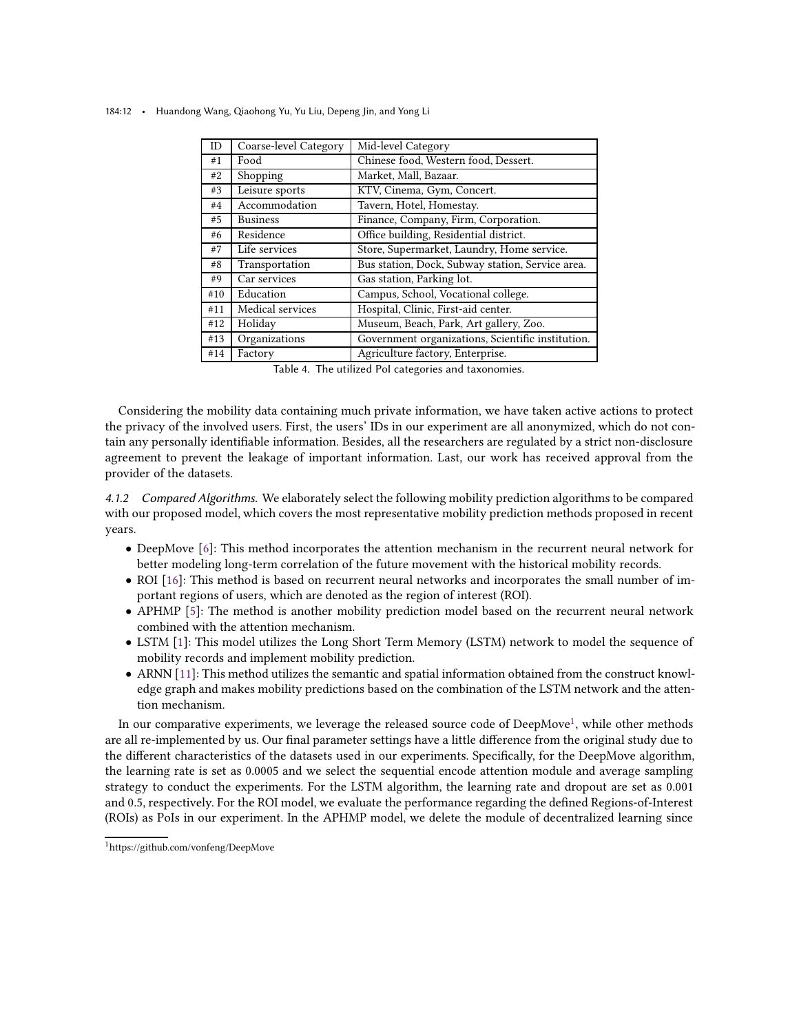| ID | Coarse-level Category | Mid-level Category |
|---|---|---|
| #1 | Food | Chinese food, Western food, Dessert. |
| #2 | Shopping | Market, Mall, Bazaar. |
| #3 | Leisure sports | KTV, Cinema, Gym, Concert. |
| #4 | Accommodation | Tavern, Hotel, Homestay. |
| #5 | Business | Finance, Company, Firm, Corporation. |
| #6 | Residence | Office building, Residential district. |
| #7 | Life services | Store, Supermarket, Laundry, Home service. |
| #8 | Transportation | Bus station, Dock, Subway station, Service area. |
| #9 | Car services | Gas station, Parking lot. |
| #10 | Education | Campus, School, Vocational college. |
| #11 | Medical services | Hospital, Clinic, First-aid center. |
| #12 | Holiday | Museum, Beach, Park, Art gallery, Zoo. |
| #13 | Organizations | Government organizations, Scientific institution. |
| #14 | Factory | Agriculture factory, Enterprise. |

Table 4. The utilized PoI categories and taxonomies.

Considering the mobility data containing much private information, we have taken active actions to protect the privacy of the involved users. First, the users' IDs in our experiment are all anonymized, which do not contain any personally identifiable information. Besides, all the researchers are regulated by a strict non-disclosure agreement to prevent the leakage of important information. Last, our work has received approval from the provider of the datasets.

#### 4.1.2 *Compared Algorithms.*

We elaborately select the following mobility prediction algorithms to be compared with our proposed model, which covers the most representative mobility prediction methods proposed in recent years.

- DeepMove [6]: This method incorporates the attention mechanism in the recurrent neural network for better modeling long-term correlation of the future movement with the historical mobility records.
- ROI [16]: This method is based on recurrent neural networks and incorporates the small number of important regions of users, which are denoted as the region of interest (ROI).
- APHMP [5]: The method is another mobility prediction model based on the recurrent neural network combined with the attention mechanism.
- LSTM [1]: This model utilizes the Long Short Term Memory (LSTM) network to model the sequence of mobility records and implement mobility prediction.
- ARNN [11]: This method utilizes the semantic and spatial information obtained from the construct knowledge graph and makes mobility predictions based on the combination of the LSTM network and the attention mechanism.

In our comparative experiments, we leverage the released source code of DeepMove[1], while other methods are all re-implemented by us. Our final parameter settings have a little difference from the original study due to the different characteristics of the datasets used in our experiments. Specifically, for the DeepMove algorithm, the learning rate is set as 0.0005 and we select the sequential encode attention module and average sampling strategy to conduct the experiments. For the LSTM algorithm, the learning rate and dropout are set as 0.001 and 0.5, respectively. For the ROI model, we evaluate the performance regarding the defined Regions-of-Interest (ROIs) as PoIs in our experiment. In the APHMP model, we delete the module of decentralized learning since

[1]https://github.com/vonfeng/DeepMove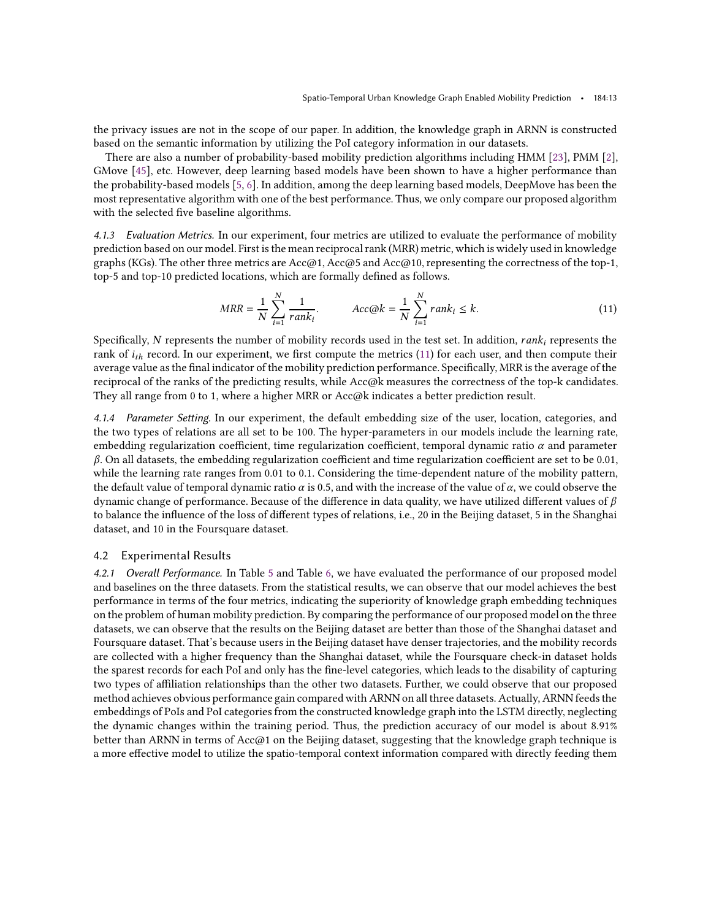the privacy issues are not in the scope of our paper. In addition, the knowledge graph in ARNN is constructed based on the semantic information by utilizing the PoI category information in our datasets.

There are also a number of probability-based mobility prediction algorithms including HMM [23], PMM [2], GMove [45], etc. However, deep learning based models have been shown to have a higher performance than the probability-based models [5, 6]. In addition, among the deep learning based models, DeepMove has been the most representative algorithm with one of the best performance. Thus, we only compare our proposed algorithm with the selected five baseline algorithms.

*4.1.3 Evaluation Metrics.* In our experiment, four metrics are utilized to evaluate the performance of mobility prediction based on our model. First is the mean reciprocal rank (MRR) metric, which is widely used in knowledge graphs (KGs). The other three metrics are Acc@1, Acc@5 and Acc@10, representing the correctness of the top-1, top-5 and top-10 predicted locations, which are formally defined as follows.

$$MRR = \frac{1}{N}\sum_{i=1}^{N}\frac{1}{rank_i}. \qquad Acc@k = \frac{1}{N}\sum_{i=1}^{N} rank_i \leq k. \tag{11}$$

Specifically, $N$ represents the number of mobility records used in the test set. In addition, $rank_i$ represents the rank of $i_{th}$ record. In our experiment, we first compute the metrics (11) for each user, and then compute their average value as the final indicator of the mobility prediction performance. Specifically, MRR is the average of the reciprocal of the ranks of the predicting results, while Acc@k measures the correctness of the top-k candidates. They all range from 0 to 1, where a higher MRR or Acc@k indicates a better prediction result.

*4.1.4 Parameter Setting.* In our experiment, the default embedding size of the user, location, categories, and the two types of relations are all set to be 100. The hyper-parameters in our models include the learning rate, embedding regularization coefficient, time regularization coefficient, temporal dynamic ratio $\alpha$ and parameter $\beta$. On all datasets, the embedding regularization coefficient and time regularization coefficient are set to be 0.01, while the learning rate ranges from 0.01 to 0.1. Considering the time-dependent nature of the mobility pattern, the default value of temporal dynamic ratio $\alpha$ is 0.5, and with the increase of the value of $\alpha$, we could observe the dynamic change of performance. Because of the difference in data quality, we have utilized different values of $\beta$ to balance the influence of the loss of different types of relations, i.e., 20 in the Beijing dataset, 5 in the Shanghai dataset, and 10 in the Foursquare dataset.

## 4.2 Experimental Results

*4.2.1 Overall Performance.* In Table 5 and Table 6, we have evaluated the performance of our proposed model and baselines on the three datasets. From the statistical results, we can observe that our model achieves the best performance in terms of the four metrics, indicating the superiority of knowledge graph embedding techniques on the problem of human mobility prediction. By comparing the performance of our proposed model on the three datasets, we can observe that the results on the Beijing dataset are better than those of the Shanghai dataset and Foursquare dataset. That's because users in the Beijing dataset have denser trajectories, and the mobility records are collected with a higher frequency than the Shanghai dataset, while the Foursquare check-in dataset holds the sparest records for each PoI and only has the fine-level categories, which leads to the disability of capturing two types of affiliation relationships than the other two datasets. Further, we could observe that our proposed method achieves obvious performance gain compared with ARNN on all three datasets. Actually, ARNN feeds the embeddings of PoIs and PoI categories from the constructed knowledge graph into the LSTM directly, neglecting the dynamic changes within the training period. Thus, the prediction accuracy of our model is about 8.91% better than ARNN in terms of Acc@1 on the Beijing dataset, suggesting that the knowledge graph technique is a more effective model to utilize the spatio-temporal context information compared with directly feeding them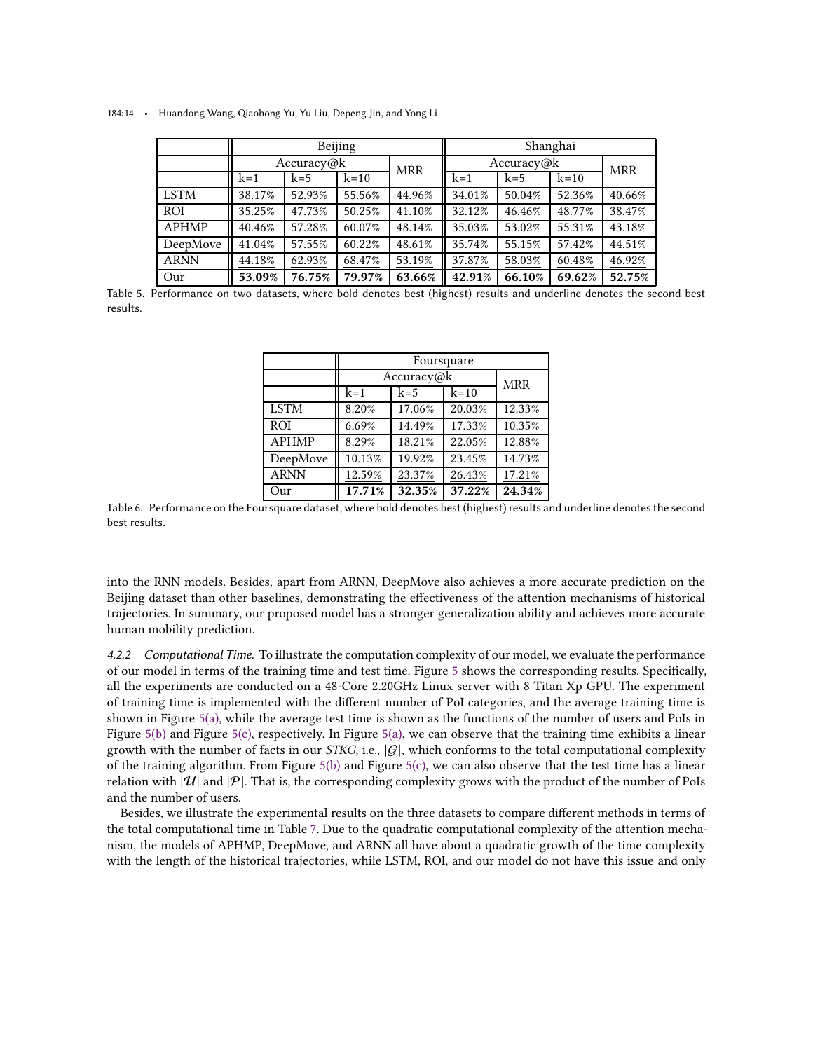|  | Beijing |  |  |  | Shanghai |  |  |  |
|---|---|---|---|---|---|---|---|---|
|  | Accuracy@k |  |  | MRR | Accuracy@k |  |  | MRR |
|  | k=1 | k=5 | k=10 |  | k=1 | k=5 | k=10 |  |
| LSTM | 38.17% | 52.93% | 55.56% | 44.96% | 34.01% | 50.04% | 52.36% | 40.66% |
| ROI | 35.25% | 47.73% | 50.25% | 41.10% | 32.12% | 46.46% | 48.77% | 38.47% |
| APHMP | 40.46% | 57.28% | 60.07% | 48.14% | 35.03% | 53.02% | 55.31% | 43.18% |
| DeepMove | 41.04% | 57.55% | 60.22% | 48.61% | 35.74% | 55.15% | 57.42% | 44.51% |
| ARNN | <u>44.18%</u> | <u>62.93%</u> | <u>68.47%</u> | <u>53.19%</u> | <u>37.87%</u> | <u>58.03%</u> | <u>60.48%</u> | <u>46.92%</u> |
| Our | **53.09%** | **76.75%** | **79.97%** | **63.66%** | **42.91%** | **66.10%** | **69.62%** | **52.75%** |

Table 5. Performance on two datasets, where bold denotes best (highest) results and underline denotes the second best results.

|  | Foursquare |  |  |  |
|---|---|---|---|---|
|  | Accuracy@k |  |  | MRR |
|  | k=1 | k=5 | k=10 |  |
| LSTM | 8.20% | 17.06% | 20.03% | 12.33% |
| ROI | 6.69% | 14.49% | 17.33% | 10.35% |
| APHMP | 8.29% | 18.21% | 22.05% | 12.88% |
| DeepMove | 10.13% | 19.92% | 23.45% | 14.73% |
| ARNN | <u>12.59%</u> | <u>23.37%</u> | <u>26.43%</u> | <u>17.21%</u> |
| Our | **17.71%** | **32.35%** | **37.22%** | **24.34%** |

Table 6. Performance on the Foursquare dataset, where bold denotes best (highest) results and underline denotes the second best results.

into the RNN models. Besides, apart from ARNN, DeepMove also achieves a more accurate prediction on the Beijing dataset than other baselines, demonstrating the effectiveness of the attention mechanisms of historical trajectories. In summary, our proposed model has a stronger generalization ability and achieves more accurate human mobility prediction.

*4.2.2 Computational Time.* To illustrate the computation complexity of our model, we evaluate the performance of our model in terms of the training time and test time. Figure 5 shows the corresponding results. Specifically, all the experiments are conducted on a 48-Core 2.20GHz Linux server with 8 Titan Xp GPU. The experiment of training time is implemented with the different number of PoI categories, and the average training time is shown in Figure 5(a), while the average test time is shown as the functions of the number of users and PoIs in Figure 5(b) and Figure 5(c), respectively. In Figure 5(a), we can observe that the training time exhibits a linear growth with the number of facts in our *STKG*, i.e., $|\mathcal{G}|$, which conforms to the total computational complexity of the training algorithm. From Figure 5(b) and Figure 5(c), we can also observe that the test time has a linear relation with $|\mathcal{U}|$ and $|\mathcal{P}|$. That is, the corresponding complexity grows with the product of the number of PoIs and the number of users.

Besides, we illustrate the experimental results on the three datasets to compare different methods in terms of the total computational time in Table 7. Due to the quadratic computational complexity of the attention mechanism, the models of APHMP, DeepMove, and ARNN all have about a quadratic growth of the time complexity with the length of the historical trajectories, while LSTM, ROI, and our model do not have this issue and only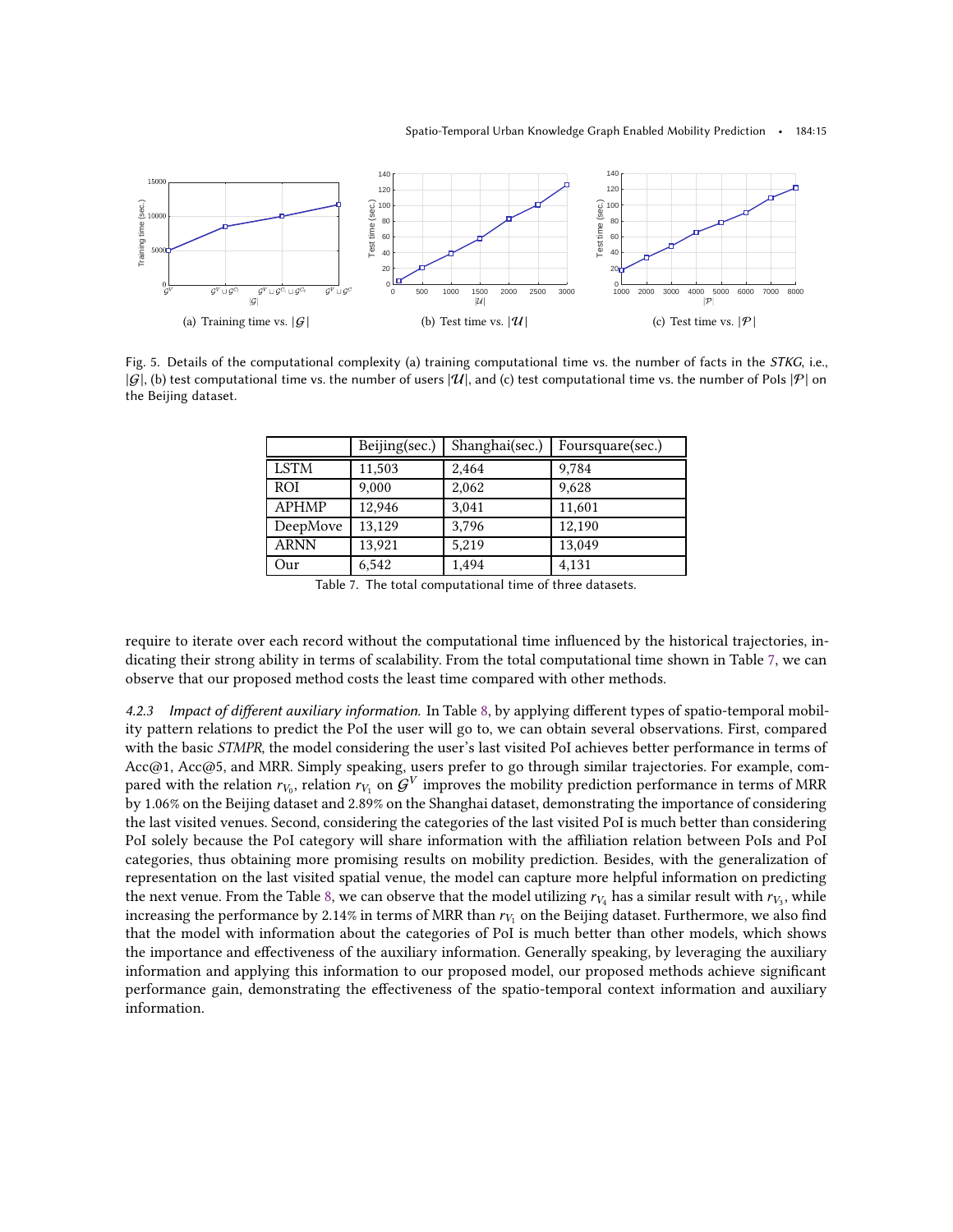(a) Training time vs. $|\mathcal{G}|$

(b) Test time vs. $|\mathcal{U}|$

(c) Test time vs. $|\mathcal{P}|$

Fig. 5. Details of the computational complexity (a) training computational time vs. the number of facts in the *STKG*, i.e., $|\mathcal{G}|$, (b) test computational time vs. the number of users $|\mathcal{U}|$, and (c) test computational time vs. the number of PoIs $|\mathcal{P}|$ on the Beijing dataset.

| | Beijing(sec.) | Shanghai(sec.) | Foursquare(sec.) |
|---|---|---|---|
| LSTM | 11,503 | 2,464 | 9,784 |
| ROI | 9,000 | 2,062 | 9,628 |
| APHMP | 12,946 | 3,041 | 11,601 |
| DeepMove | 13,129 | 3,796 | 12,190 |
| ARNN | 13,921 | 5,219 | 13,049 |
| Our | 6,542 | 1,494 | 4,131 |

Table 7. The total computational time of three datasets.

require to iterate over each record without the computational time influenced by the historical trajectories, indicating their strong ability in terms of scalability. From the total computational time shown in Table 7, we can observe that our proposed method costs the least time compared with other methods.

*4.2.3 Impact of different auxiliary information.* In Table 8, by applying different types of spatio-temporal mobility pattern relations to predict the PoI the user will go to, we can obtain several observations. First, compared with the basic *STMPR*, the model considering the user's last visited PoI achieves better performance in terms of Acc@1, Acc@5, and MRR. Simply speaking, users prefer to go through similar trajectories. For example, compared with the relation $r_{V_0}$, relation $r_{V_1}$ on $\mathcal{G}^V$ improves the mobility prediction performance in terms of MRR by 1.06% on the Beijing dataset and 2.89% on the Shanghai dataset, demonstrating the importance of considering the last visited venues. Second, considering the categories of the last visited PoI is much better than considering PoI solely because the PoI category will share information with the affiliation relation between PoIs and PoI categories, thus obtaining more promising results on mobility prediction. Besides, with the generalization of representation on the last visited spatial venue, the model can capture more helpful information on predicting the next venue. From the Table 8, we can observe that the model utilizing $r_{V_4}$ has a similar result with $r_{V_3}$, while increasing the performance by 2.14% in terms of MRR than $r_{V_1}$ on the Beijing dataset. Furthermore, we also find that the model with information about the categories of PoI is much better than other models, which shows the importance and effectiveness of the auxiliary information. Generally speaking, by leveraging the auxiliary information and applying this information to our proposed model, our proposed methods achieve significant performance gain, demonstrating the effectiveness of the spatio-temporal context information and auxiliary information.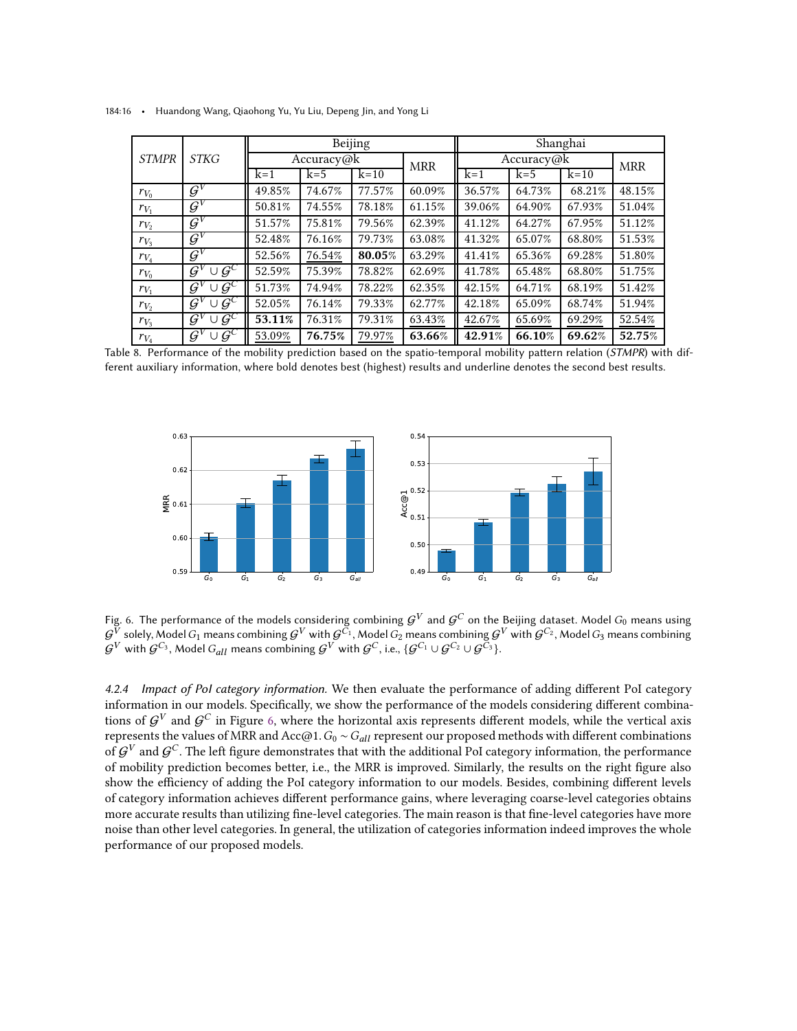| *STMPR* | *STKG* | Beijing | | | | Shanghai | | | |
|---|---|---|---|---|---|---|---|---|---|
| | | Accuracy@k | | | MRR | Accuracy@k | | | MRR |
| | | k=1 | k=5 | k=10 | | k=1 | k=5 | k=10 | |
| $r_{V_0}$ | $\mathcal{G}^V$ | 49.85% | 74.67% | 77.57% | 60.09% | 36.57% | 64.73% | 68.21% | 48.15% |
| $r_{V_1}$ | $\mathcal{G}^V$ | 50.81% | 74.55% | 78.18% | 61.15% | 39.06% | 64.90% | 67.93% | 51.04% |
| $r_{V_2}$ | $\mathcal{G}^V$ | 51.57% | 75.81% | 79.56% | 62.39% | 41.12% | 64.27% | 67.95% | 51.12% |
| $r_{V_3}$ | $\mathcal{G}^V$ | 52.48% | 76.16% | 79.73% | 63.08% | 41.32% | 65.07% | 68.80% | 51.53% |
| $r_{V_4}$ | $\mathcal{G}^V$ | 52.56% | <u>76.54%</u> | **80.05%** | 63.29% | 41.41% | 65.36% | 69.28% | 51.80% |
| $r_{V_0}$ | $\mathcal{G}^V \cup \mathcal{G}^C$ | 52.59% | 75.39% | 78.82% | 62.69% | 41.78% | 65.48% | 68.80% | 51.75% |
| $r_{V_1}$ | $\mathcal{G}^V \cup \mathcal{G}^C$ | 51.73% | 74.94% | 78.22% | 62.35% | 42.15% | 64.71% | 68.19% | 51.42% |
| $r_{V_2}$ | $\mathcal{G}^V \cup \mathcal{G}^C$ | 52.05% | 76.14% | 79.33% | 62.77% | 42.18% | 65.09% | 68.74% | 51.94% |
| $r_{V_3}$ | $\mathcal{G}^V \cup \mathcal{G}^C$ | **53.11%** | 76.31% | 79.31% | <u>63.43%</u> | <u>42.67%</u> | <u>65.69%</u> | <u>69.29%</u> | <u>52.54%</u> |
| $r_{V_4}$ | $\mathcal{G}^V \cup \mathcal{G}^C$ | <u>53.09%</u> | **76.75%** | <u>79.97%</u> | **63.66%** | **42.91%** | **66.10%** | **69.62%** | **52.75%** |

Table 8. Performance of the mobility prediction based on the spatio-temporal mobility pattern relation (*STMPR*) with different auxiliary information, where bold denotes best (highest) results and underline denotes the second best results.

Fig. 6. The performance of the models considering combining $\mathcal{G}^V$ and $\mathcal{G}^C$ on the Beijing dataset. Model $G_0$ means using $\mathcal{G}^V$ solely, Model $G_1$ means combining $\mathcal{G}^V$ with $\mathcal{G}^{C_1}$, Model $G_2$ means combining $\mathcal{G}^V$ with $\mathcal{G}^{C_2}$, Model $G_3$ means combining $\mathcal{G}^V$ with $\mathcal{G}^{C_3}$, Model $G_{all}$ means combining $\mathcal{G}^V$ with $\mathcal{G}^C$, i.e., $\{\mathcal{G}^{C_1} \cup \mathcal{G}^{C_2} \cup \mathcal{G}^{C_3}\}$.

#### 4.2.4 *Impact of PoI category information.*

We then evaluate the performance of adding different PoI category information in our models. Specifically, we show the performance of the models considering different combinations of $\mathcal{G}^V$ and $\mathcal{G}^C$ in Figure 6, where the horizontal axis represents different models, while the vertical axis represents the values of MRR and Acc@1. $G_0 \sim G_{all}$ represent our proposed methods with different combinations of $\mathcal{G}^V$ and $\mathcal{G}^C$. The left figure demonstrates that with the additional PoI category information, the performance of mobility prediction becomes better, i.e., the MRR is improved. Similarly, the results on the right figure also show the efficiency of adding the PoI category information to our models. Besides, combining different levels of category information achieves different performance gains, where leveraging coarse-level categories obtains more accurate results than utilizing fine-level categories. The main reason is that fine-level categories have more noise than other level categories. In general, the utilization of categories information indeed improves the whole performance of our proposed models.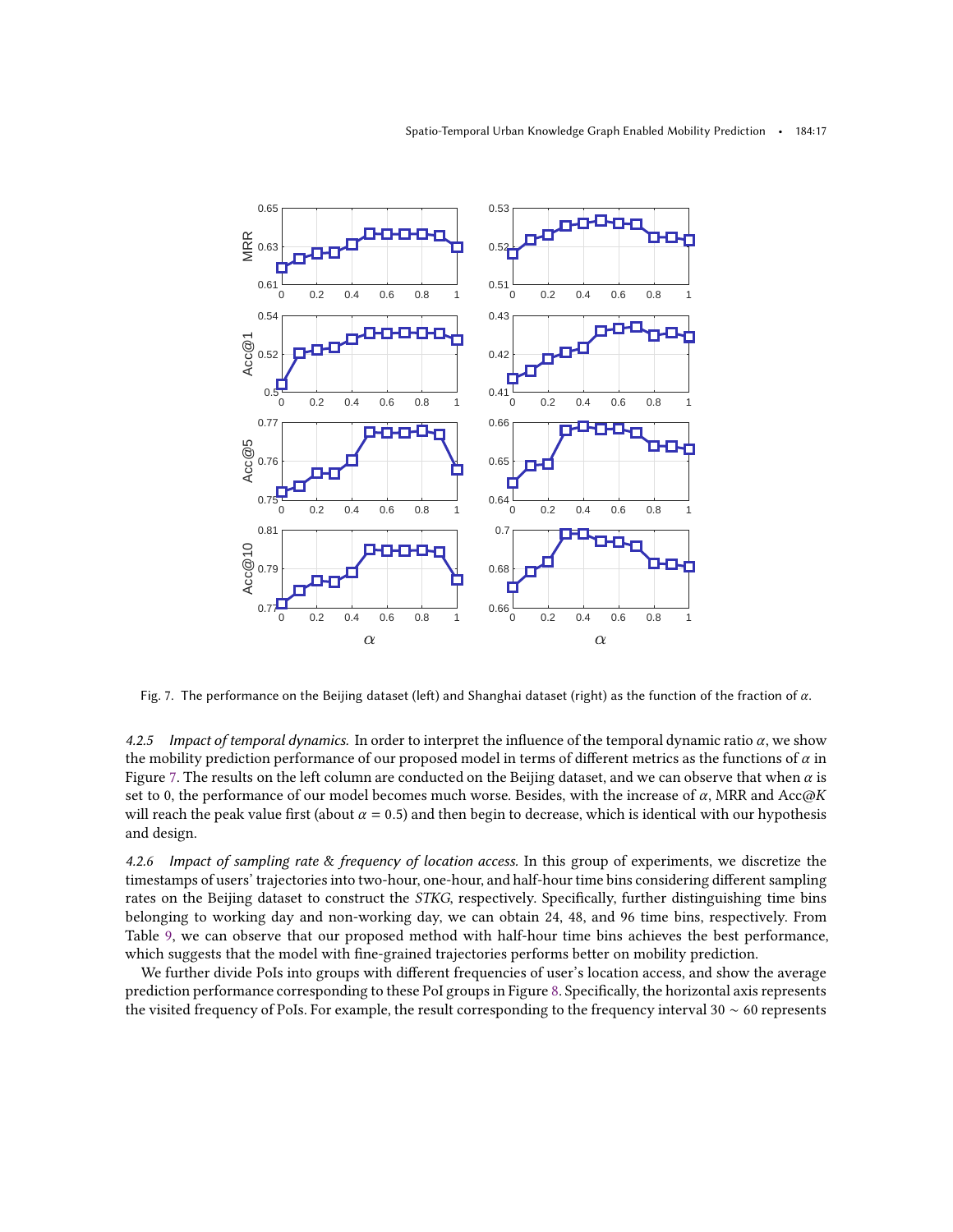Fig. 7. The performance on the Beijing dataset (left) and Shanghai dataset (right) as the function of the fraction of $\alpha$.

*4.2.5 Impact of temporal dynamics.* In order to interpret the influence of the temporal dynamic ratio $\alpha$, we show the mobility prediction performance of our proposed model in terms of different metrics as the functions of $\alpha$ in Figure 7. The results on the left column are conducted on the Beijing dataset, and we can observe that when $\alpha$ is set to 0, the performance of our model becomes much worse. Besides, with the increase of $\alpha$, MRR and Acc@$K$ will reach the peak value first (about $\alpha = 0.5$) and then begin to decrease, which is identical with our hypothesis and design.

*4.2.6 Impact of sampling rate & frequency of location access.* In this group of experiments, we discretize the timestamps of users' trajectories into two-hour, one-hour, and half-hour time bins considering different sampling rates on the Beijing dataset to construct the *STKG*, respectively. Specifically, further distinguishing time bins belonging to working day and non-working day, we can obtain 24, 48, and 96 time bins, respectively. From Table 9, we can observe that our proposed method with half-hour time bins achieves the best performance, which suggests that the model with fine-grained trajectories performs better on mobility prediction.

We further divide PoIs into groups with different frequencies of user's location access, and show the average prediction performance corresponding to these PoI groups in Figure 8. Specifically, the horizontal axis represents the visited frequency of PoIs. For example, the result corresponding to the frequency interval $30 \sim 60$ represents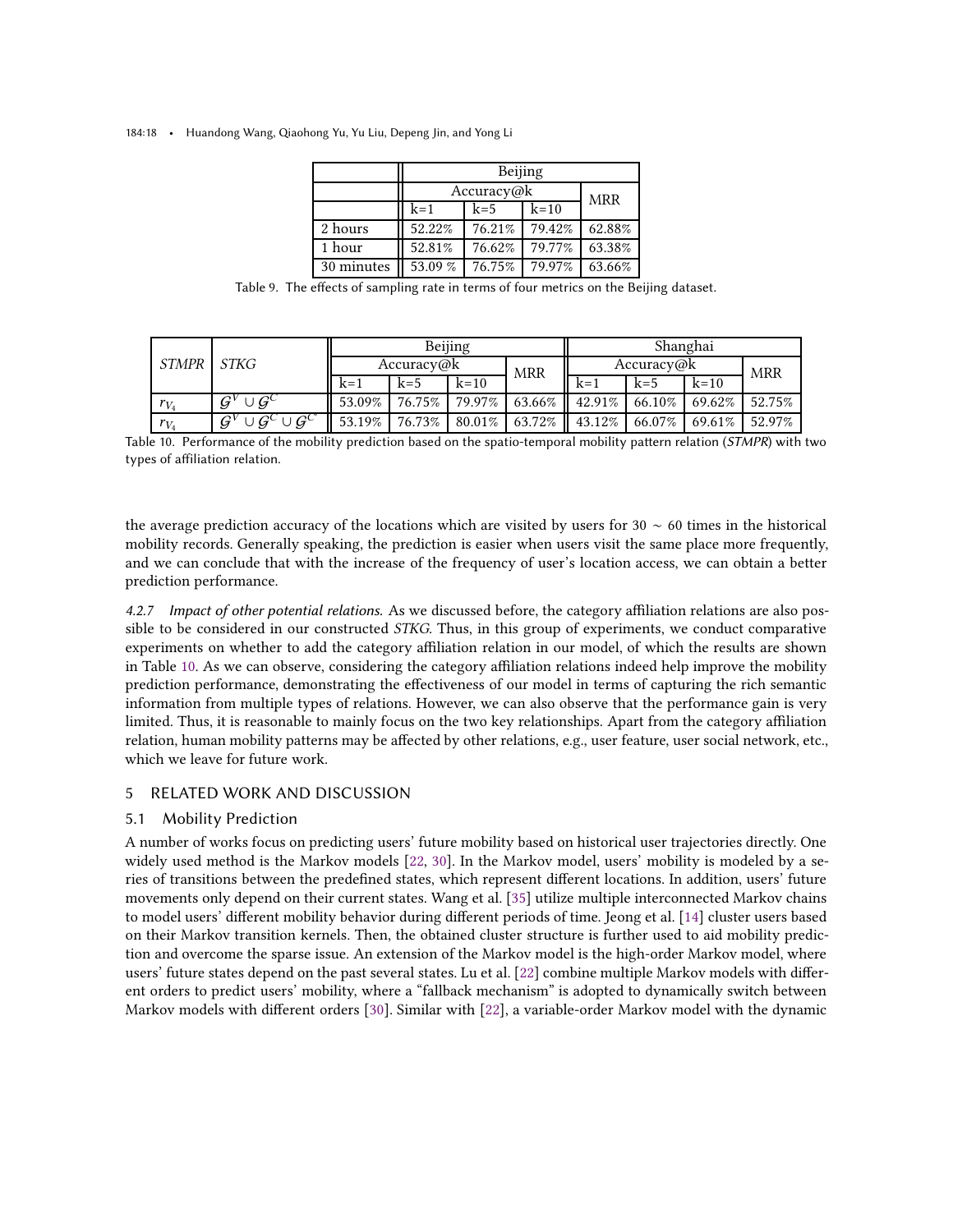|  | Beijing |  |  |  |
|---|---|---|---|---|
|  | Accuracy@k |  |  | MRR |
|  | k=1 | k=5 | k=10 |  |
| 2 hours | 52.22% | 76.21% | 79.42% | 62.88% |
| 1 hour | 52.81% | 76.62% | 79.77% | 63.38% |
| 30 minutes | 53.09 % | 76.75% | 79.97% | 63.66% |

Table 9. The effects of sampling rate in terms of four metrics on the Beijing dataset.

| *STMPR* | *STKG* | Beijing |  |  |  | Shanghai |  |  |  |
|---|---|---|---|---|---|---|---|---|---|
|  |  | Accuracy@k |  |  | MRR | Accuracy@k |  |  | MRR |
|  |  | k=1 | k=5 | k=10 |  | k=1 | k=5 | k=10 |  |
| $r_{V_4}$ | $\mathcal{G}^V \cup \mathcal{G}^C$ | 53.09% | 76.75% | 79.97% | 63.66% | 42.91% | 66.10% | 69.62% | 52.75% |
| $r_{V_4}$ | $\mathcal{G}^V \cup \mathcal{G}^C \cup \mathcal{G}^{C'}$ | 53.19% | 76.73% | 80.01% | 63.72% | 43.12% | 66.07% | 69.61% | 52.97% |

Table 10. Performance of the mobility prediction based on the spatio-temporal mobility pattern relation (*STMPR*) with two types of affiliation relation.

the average prediction accuracy of the locations which are visited by users for 30 ∼ 60 times in the historical mobility records. Generally speaking, the prediction is easier when users visit the same place more frequently, and we can conclude that with the increase of the frequency of user's location access, we can obtain a better prediction performance.

*4.2.7 Impact of other potential relations.* As we discussed before, the category affiliation relations are also possible to be considered in our constructed *STKG*. Thus, in this group of experiments, we conduct comparative experiments on whether to add the category affiliation relation in our model, of which the results are shown in Table 10. As we can observe, considering the category affiliation relations indeed help improve the mobility prediction performance, demonstrating the effectiveness of our model in terms of capturing the rich semantic information from multiple types of relations. However, we can also observe that the performance gain is very limited. Thus, it is reasonable to mainly focus on the two key relationships. Apart from the category affiliation relation, human mobility patterns may be affected by other relations, e.g., user feature, user social network, etc., which we leave for future work.

## 5 RELATED WORK AND DISCUSSION

### 5.1 Mobility Prediction

A number of works focus on predicting users' future mobility based on historical user trajectories directly. One widely used method is the Markov models [22, 30]. In the Markov model, users' mobility is modeled by a series of transitions between the predefined states, which represent different locations. In addition, users' future movements only depend on their current states. Wang et al. [35] utilize multiple interconnected Markov chains to model users' different mobility behavior during different periods of time. Jeong et al. [14] cluster users based on their Markov transition kernels. Then, the obtained cluster structure is further used to aid mobility prediction and overcome the sparse issue. An extension of the Markov model is the high-order Markov model, where users' future states depend on the past several states. Lu et al. [22] combine multiple Markov models with different orders to predict users' mobility, where a "fallback mechanism" is adopted to dynamically switch between Markov models with different orders [30]. Similar with [22], a variable-order Markov model with the dynamic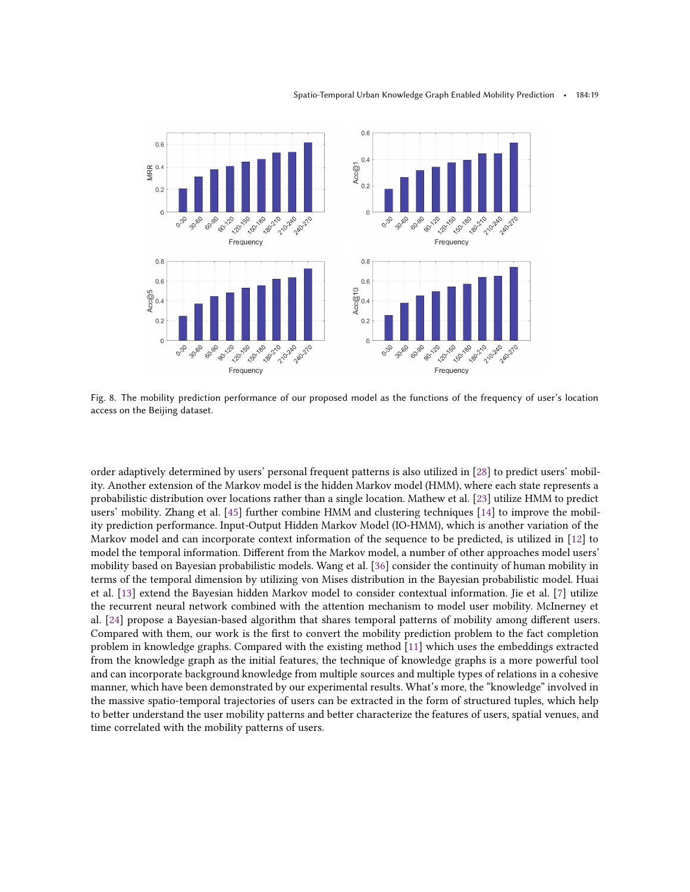Fig. 8. The mobility prediction performance of our proposed model as the functions of the frequency of user's location access on the Beijing dataset.

order adaptively determined by users' personal frequent patterns is also utilized in [28] to predict users' mobility. Another extension of the Markov model is the hidden Markov model (HMM), where each state represents a probabilistic distribution over locations rather than a single location. Mathew et al. [23] utilize HMM to predict users' mobility. Zhang et al. [45] further combine HMM and clustering techniques [14] to improve the mobility prediction performance. Input-Output Hidden Markov Model (IO-HMM), which is another variation of the Markov model and can incorporate context information of the sequence to be predicted, is utilized in [12] to model the temporal information. Different from the Markov model, a number of other approaches model users' mobility based on Bayesian probabilistic models. Wang et al. [36] consider the continuity of human mobility in terms of the temporal dimension by utilizing von Mises distribution in the Bayesian probabilistic model. Huai et al. [13] extend the Bayesian hidden Markov model to consider contextual information. Jie et al. [7] utilize the recurrent neural network combined with the attention mechanism to model user mobility. McInerney et al. [24] propose a Bayesian-based algorithm that shares temporal patterns of mobility among different users. Compared with them, our work is the first to convert the mobility prediction problem to the fact completion problem in knowledge graphs. Compared with the existing method [11] which uses the embeddings extracted from the knowledge graph as the initial features, the technique of knowledge graphs is a more powerful tool and can incorporate background knowledge from multiple sources and multiple types of relations in a cohesive manner, which have been demonstrated by our experimental results. What's more, the "knowledge" involved in the massive spatio-temporal trajectories of users can be extracted in the form of structured tuples, which help to better understand the user mobility patterns and better characterize the features of users, spatial venues, and time correlated with the mobility patterns of users.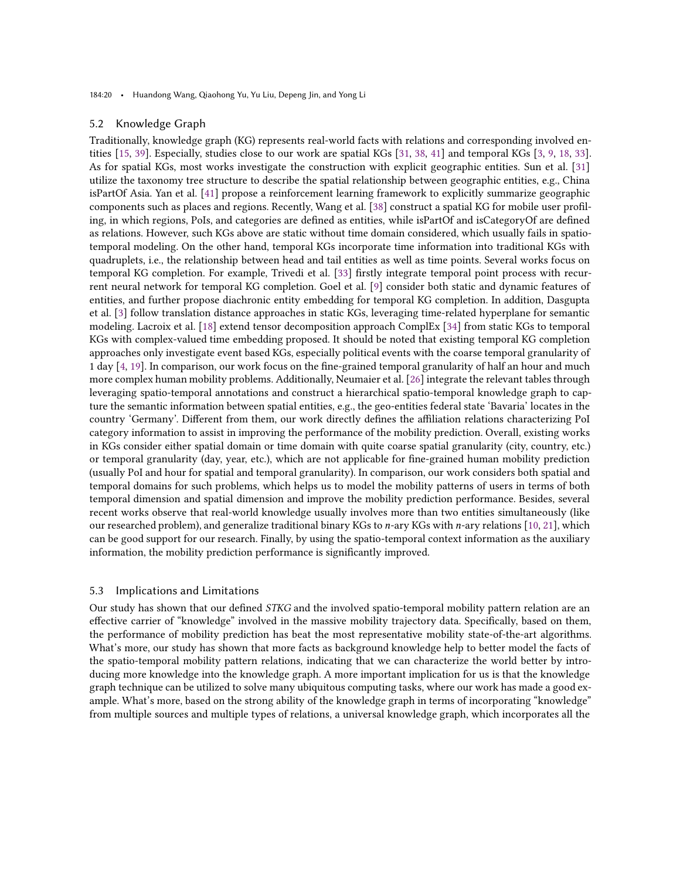## 5.2 Knowledge Graph

Traditionally, knowledge graph (KG) represents real-world facts with relations and corresponding involved entities [15, 39]. Especially, studies close to our work are spatial KGs [31, 38, 41] and temporal KGs [3, 9, 18, 33]. As for spatial KGs, most works investigate the construction with explicit geographic entities. Sun et al. [31] utilize the taxonomy tree structure to describe the spatial relationship between geographic entities, e.g., China isPartOf Asia. Yan et al. [41] propose a reinforcement learning framework to explicitly summarize geographic components such as places and regions. Recently, Wang et al. [38] construct a spatial KG for mobile user profiling, in which regions, PoIs, and categories are defined as entities, while isPartOf and isCategoryOf are defined as relations. However, such KGs above are static without time domain considered, which usually fails in spatio-temporal modeling. On the other hand, temporal KGs incorporate time information into traditional KGs with quadruplets, i.e., the relationship between head and tail entities as well as time points. Several works focus on temporal KG completion. For example, Trivedi et al. [33] firstly integrate temporal point process with recurrent neural network for temporal KG completion. Goel et al. [9] consider both static and dynamic features of entities, and further propose diachronic entity embedding for temporal KG completion. In addition, Dasgupta et al. [3] follow translation distance approaches in static KGs, leveraging time-related hyperplane for semantic modeling. Lacroix et al. [18] extend tensor decomposition approach ComplEx [34] from static KGs to temporal KGs with complex-valued time embedding proposed. It should be noted that existing temporal KG completion approaches only investigate event based KGs, especially political events with the coarse temporal granularity of 1 day [4, 19]. In comparison, our work focus on the fine-grained temporal granularity of half an hour and much more complex human mobility problems. Additionally, Neumaier et al. [26] integrate the relevant tables through leveraging spatio-temporal annotations and construct a hierarchical spatio-temporal knowledge graph to capture the semantic information between spatial entities, e.g., the geo-entities federal state 'Bavaria' locates in the country 'Germany'. Different from them, our work directly defines the affiliation relations characterizing PoI category information to assist in improving the performance of the mobility prediction. Overall, existing works in KGs consider either spatial domain or time domain with quite coarse spatial granularity (city, country, etc.) or temporal granularity (day, year, etc.), which are not applicable for fine-grained human mobility prediction (usually PoI and hour for spatial and temporal granularity). In comparison, our work considers both spatial and temporal domains for such problems, which helps us to model the mobility patterns of users in terms of both temporal dimension and spatial dimension and improve the mobility prediction performance. Besides, several recent works observe that real-world knowledge usually involves more than two entities simultaneously (like our researched problem), and generalize traditional binary KGs to $n$-ary KGs with $n$-ary relations [10, 21], which can be good support for our research. Finally, by using the spatio-temporal context information as the auxiliary information, the mobility prediction performance is significantly improved.

## 5.3 Implications and Limitations

Our study has shown that our defined *STKG* and the involved spatio-temporal mobility pattern relation are an effective carrier of "knowledge" involved in the massive mobility trajectory data. Specifically, based on them, the performance of mobility prediction has beat the most representative mobility state-of-the-art algorithms. What's more, our study has shown that more facts as background knowledge help to better model the facts of the spatio-temporal mobility pattern relations, indicating that we can characterize the world better by introducing more knowledge into the knowledge graph. A more important implication for us is that the knowledge graph technique can be utilized to solve many ubiquitous computing tasks, where our work has made a good example. What's more, based on the strong ability of the knowledge graph in terms of incorporating "knowledge" from multiple sources and multiple types of relations, a universal knowledge graph, which incorporates all the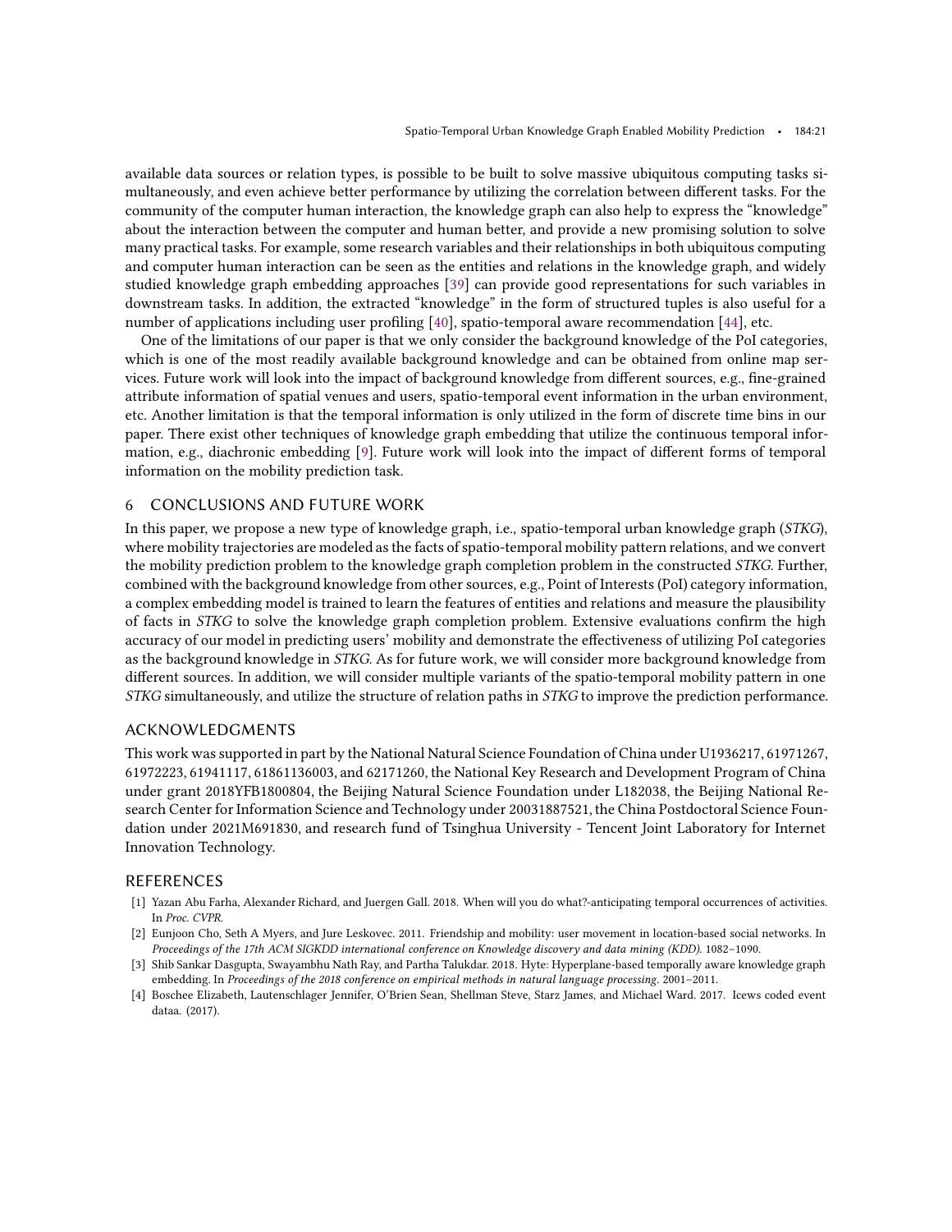available data sources or relation types, is possible to be built to solve massive ubiquitous computing tasks simultaneously, and even achieve better performance by utilizing the correlation between different tasks. For the community of the computer human interaction, the knowledge graph can also help to express the "knowledge" about the interaction between the computer and human better, and provide a new promising solution to solve many practical tasks. For example, some research variables and their relationships in both ubiquitous computing and computer human interaction can be seen as the entities and relations in the knowledge graph, and widely studied knowledge graph embedding approaches [39] can provide good representations for such variables in downstream tasks. In addition, the extracted "knowledge" in the form of structured tuples is also useful for a number of applications including user profiling [40], spatio-temporal aware recommendation [44], etc.

One of the limitations of our paper is that we only consider the background knowledge of the PoI categories, which is one of the most readily available background knowledge and can be obtained from online map services. Future work will look into the impact of background knowledge from different sources, e.g., fine-grained attribute information of spatial venues and users, spatio-temporal event information in the urban environment, etc. Another limitation is that the temporal information is only utilized in the form of discrete time bins in our paper. There exist other techniques of knowledge graph embedding that utilize the continuous temporal information, e.g., diachronic embedding [9]. Future work will look into the impact of different forms of temporal information on the mobility prediction task.

## 6 CONCLUSIONS AND FUTURE WORK

In this paper, we propose a new type of knowledge graph, i.e., spatio-temporal urban knowledge graph (*STKG*), where mobility trajectories are modeled as the facts of spatio-temporal mobility pattern relations, and we convert the mobility prediction problem to the knowledge graph completion problem in the constructed *STKG*. Further, combined with the background knowledge from other sources, e.g., Point of Interests (PoI) category information, a complex embedding model is trained to learn the features of entities and relations and measure the plausibility of facts in *STKG* to solve the knowledge graph completion problem. Extensive evaluations confirm the high accuracy of our model in predicting users' mobility and demonstrate the effectiveness of utilizing PoI categories as the background knowledge in *STKG*. As for future work, we will consider more background knowledge from different sources. In addition, we will consider multiple variants of the spatio-temporal mobility pattern in one *STKG* simultaneously, and utilize the structure of relation paths in *STKG* to improve the prediction performance.

## ACKNOWLEDGMENTS

This work was supported in part by the National Natural Science Foundation of China under U1936217, 61971267, 61972223, 61941117, 61861136003, and 62171260, the National Key Research and Development Program of China under grant 2018YFB1800804, the Beijing Natural Science Foundation under L182038, the Beijing National Research Center for Information Science and Technology under 20031887521, the China Postdoctoral Science Foundation under 2021M691830, and research fund of Tsinghua University - Tencent Joint Laboratory for Internet Innovation Technology.

## REFERENCES

- [1] Yazan Abu Farha, Alexander Richard, and Juergen Gall. 2018. When will you do what?-anticipating temporal occurrences of activities. In *Proc. CVPR*.
- [2] Eunjoon Cho, Seth A Myers, and Jure Leskovec. 2011. Friendship and mobility: user movement in location-based social networks. In *Proceedings of the 17th ACM SIGKDD international conference on Knowledge discovery and data mining (KDD)*. 1082–1090.
- [3] Shib Sankar Dasgupta, Swayambhu Nath Ray, and Partha Talukdar. 2018. Hyte: Hyperplane-based temporally aware knowledge graph embedding. In *Proceedings of the 2018 conference on empirical methods in natural language processing*. 2001–2011.
- [4] Boschee Elizabeth, Lautenschlager Jennifer, O'Brien Sean, Shellman Steve, Starz James, and Michael Ward. 2017. Icews coded event dataa. (2017).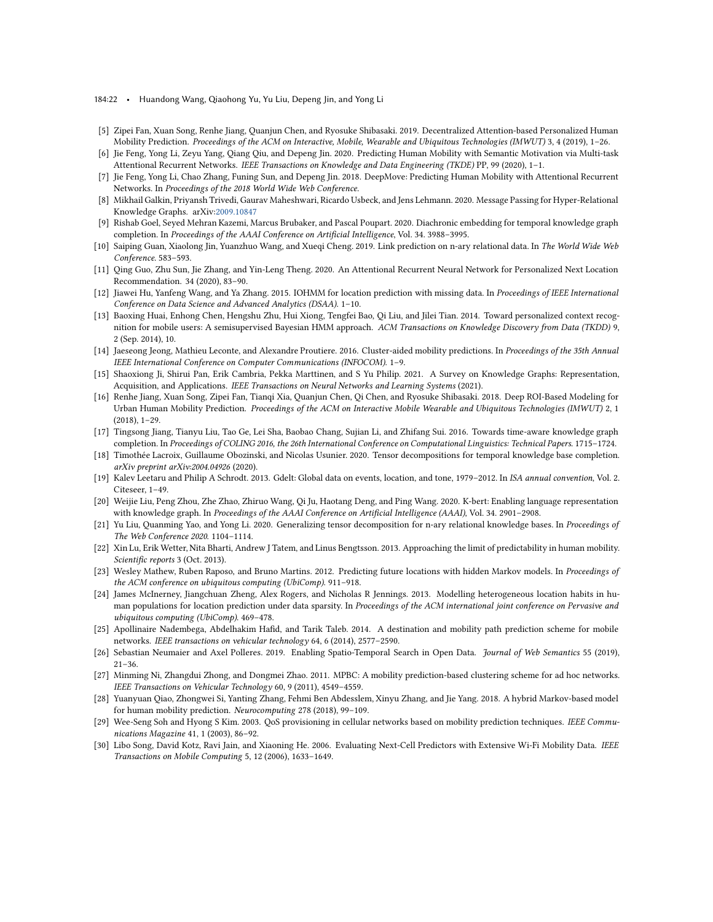[5] Zipei Fan, Xuan Song, Renhe Jiang, Quanjun Chen, and Ryosuke Shibasaki. 2019. Decentralized Attention-based Personalized Human Mobility Prediction. *Proceedings of the ACM on Interactive, Mobile, Wearable and Ubiquitous Technologies (IMWUT)* 3, 4 (2019), 1–26.

[6] Jie Feng, Yong Li, Zeyu Yang, Qiang Qiu, and Depeng Jin. 2020. Predicting Human Mobility with Semantic Motivation via Multi-task Attentional Recurrent Networks. *IEEE Transactions on Knowledge and Data Engineering (TKDE)* PP, 99 (2020), 1–1.

[7] Jie Feng, Yong Li, Chao Zhang, Funing Sun, and Depeng Jin. 2018. DeepMove: Predicting Human Mobility with Attentional Recurrent Networks. In *Proceedings of the 2018 World Wide Web Conference*.

[8] Mikhail Galkin, Priyansh Trivedi, Gaurav Maheshwari, Ricardo Usbeck, and Jens Lehmann. 2020. Message Passing for Hyper-Relational Knowledge Graphs. arXiv:2009.10847

[9] Rishab Goel, Seyed Mehran Kazemi, Marcus Brubaker, and Pascal Poupart. 2020. Diachronic embedding for temporal knowledge graph completion. In *Proceedings of the AAAI Conference on Artificial Intelligence*, Vol. 34. 3988–3995.

[10] Saiping Guan, Xiaolong Jin, Yuanzhuo Wang, and Xueqi Cheng. 2019. Link prediction on n-ary relational data. In *The World Wide Web Conference*. 583–593.

[11] Qing Guo, Zhu Sun, Jie Zhang, and Yin-Leng Theng. 2020. An Attentional Recurrent Neural Network for Personalized Next Location Recommendation. 34 (2020), 83–90.

[12] Jiawei Hu, Yanfeng Wang, and Ya Zhang. 2015. IOHMM for location prediction with missing data. In *Proceedings of IEEE International Conference on Data Science and Advanced Analytics (DSAA)*. 1–10.

[13] Baoxing Huai, Enhong Chen, Hengshu Zhu, Hui Xiong, Tengfei Bao, Qi Liu, and Jilei Tian. 2014. Toward personalized context recognition for mobile users: A semisupervised Bayesian HMM approach. *ACM Transactions on Knowledge Discovery from Data (TKDD)* 9, 2 (Sep. 2014), 10.

[14] Jaeseong Jeong, Mathieu Leconte, and Alexandre Proutiere. 2016. Cluster-aided mobility predictions. In *Proceedings of the 35th Annual IEEE International Conference on Computer Communications (INFOCOM)*. 1–9.

[15] Shaoxiong Ji, Shirui Pan, Erik Cambria, Pekka Marttinen, and S Yu Philip. 2021. A Survey on Knowledge Graphs: Representation, Acquisition, and Applications. *IEEE Transactions on Neural Networks and Learning Systems* (2021).

[16] Renhe Jiang, Xuan Song, Zipei Fan, Tianqi Xia, Quanjun Chen, Qi Chen, and Ryosuke Shibasaki. 2018. Deep ROI-Based Modeling for Urban Human Mobility Prediction. *Proceedings of the ACM on Interactive Mobile Wearable and Ubiquitous Technologies (IMWUT)* 2, 1 (2018), 1–29.

[17] Tingsong Jiang, Tianyu Liu, Tao Ge, Lei Sha, Baobao Chang, Sujian Li, and Zhifang Sui. 2016. Towards time-aware knowledge graph completion. In *Proceedings of COLING 2016, the 26th International Conference on Computational Linguistics: Technical Papers*. 1715–1724.

[18] Timothée Lacroix, Guillaume Obozinski, and Nicolas Usunier. 2020. Tensor decompositions for temporal knowledge base completion. *arXiv preprint arXiv:2004.04926* (2020).

[19] Kalev Leetaru and Philip A Schrodt. 2013. Gdelt: Global data on events, location, and tone, 1979–2012. In *ISA annual convention*, Vol. 2. Citeseer, 1–49.

[20] Weijie Liu, Peng Zhou, Zhe Zhao, Zhiruo Wang, Qi Ju, Haotang Deng, and Ping Wang. 2020. K-bert: Enabling language representation with knowledge graph. In *Proceedings of the AAAI Conference on Artificial Intelligence (AAAI)*, Vol. 34. 2901–2908.

[21] Yu Liu, Quanming Yao, and Yong Li. 2020. Generalizing tensor decomposition for n-ary relational knowledge bases. In *Proceedings of The Web Conference 2020*. 1104–1114.

[22] Xin Lu, Erik Wetter, Nita Bharti, Andrew J Tatem, and Linus Bengtsson. 2013. Approaching the limit of predictability in human mobility. *Scientific reports* 3 (Oct. 2013).

[23] Wesley Mathew, Ruben Raposo, and Bruno Martins. 2012. Predicting future locations with hidden Markov models. In *Proceedings of the ACM conference on ubiquitous computing (UbiComp)*. 911–918.

[24] James McInerney, Jiangchuan Zheng, Alex Rogers, and Nicholas R Jennings. 2013. Modelling heterogeneous location habits in human populations for location prediction under data sparsity. In *Proceedings of the ACM international joint conference on Pervasive and ubiquitous computing (UbiComp)*. 469–478.

[25] Apollinaire Nadembega, Abdelhakim Hafid, and Tarik Taleb. 2014. A destination and mobility path prediction scheme for mobile networks. *IEEE transactions on vehicular technology* 64, 6 (2014), 2577–2590.

[26] Sebastian Neumaier and Axel Polleres. 2019. Enabling Spatio-Temporal Search in Open Data. *Journal of Web Semantics* 55 (2019), 21–36.

[27] Minming Ni, Zhangdui Zhong, and Dongmei Zhao. 2011. MPBC: A mobility prediction-based clustering scheme for ad hoc networks. *IEEE Transactions on Vehicular Technology* 60, 9 (2011), 4549–4559.

[28] Yuanyuan Qiao, Zhongwei Si, Yanting Zhang, Fehmi Ben Abdesslem, Xinyu Zhang, and Jie Yang. 2018. A hybrid Markov-based model for human mobility prediction. *Neurocomputing* 278 (2018), 99–109.

[29] Wee-Seng Soh and Hyong S Kim. 2003. QoS provisioning in cellular networks based on mobility prediction techniques. *IEEE Communications Magazine* 41, 1 (2003), 86–92.

[30] Libo Song, David Kotz, Ravi Jain, and Xiaoning He. 2006. Evaluating Next-Cell Predictors with Extensive Wi-Fi Mobility Data. *IEEE Transactions on Mobile Computing* 5, 12 (2006), 1633–1649.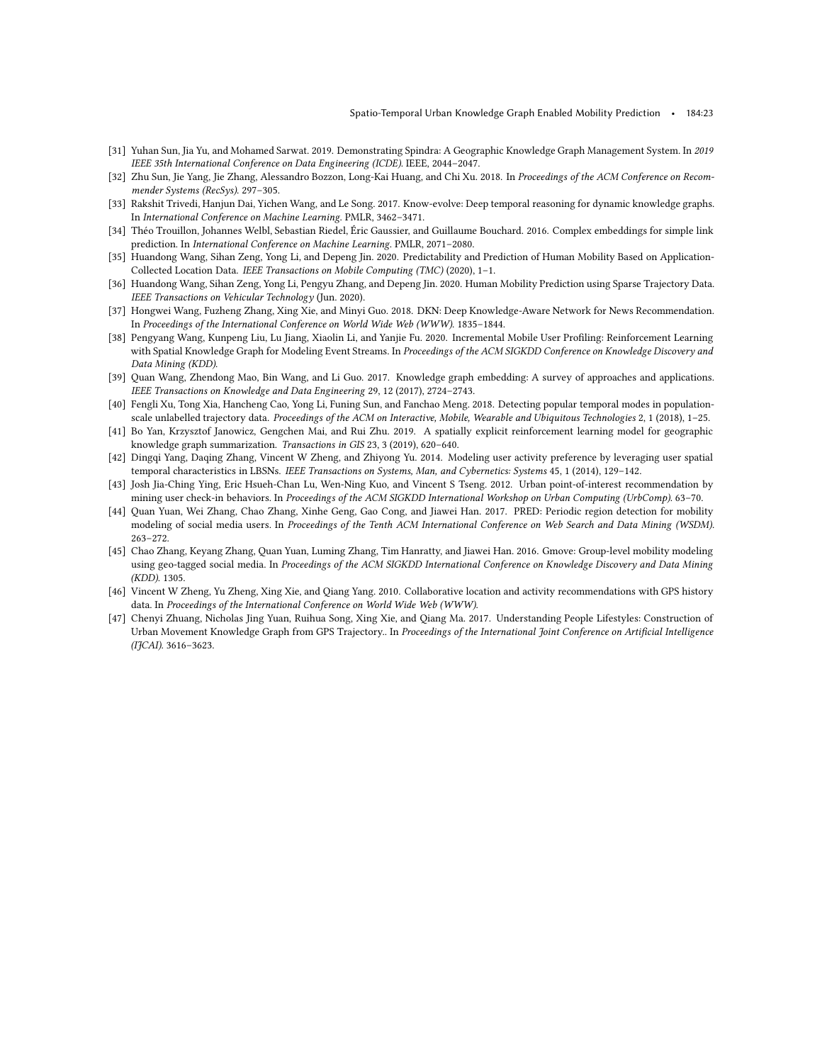[31] Yuhan Sun, Jia Yu, and Mohamed Sarwat. 2019. Demonstrating Spindra: A Geographic Knowledge Graph Management System. In *2019 IEEE 35th International Conference on Data Engineering (ICDE)*. IEEE, 2044–2047.

[32] Zhu Sun, Jie Yang, Jie Zhang, Alessandro Bozzon, Long-Kai Huang, and Chi Xu. 2018. In *Proceedings of the ACM Conference on Recommender Systems (RecSys)*. 297–305.

[33] Rakshit Trivedi, Hanjun Dai, Yichen Wang, and Le Song. 2017. Know-evolve: Deep temporal reasoning for dynamic knowledge graphs. In *International Conference on Machine Learning*. PMLR, 3462–3471.

[34] Théo Trouillon, Johannes Welbl, Sebastian Riedel, Éric Gaussier, and Guillaume Bouchard. 2016. Complex embeddings for simple link prediction. In *International Conference on Machine Learning*. PMLR, 2071–2080.

[35] Huandong Wang, Sihan Zeng, Yong Li, and Depeng Jin. 2020. Predictability and Prediction of Human Mobility Based on Application-Collected Location Data. *IEEE Transactions on Mobile Computing (TMC)* (2020), 1–1.

[36] Huandong Wang, Sihan Zeng, Yong Li, Pengyu Zhang, and Depeng Jin. 2020. Human Mobility Prediction using Sparse Trajectory Data. *IEEE Transactions on Vehicular Technology* (Jun. 2020).

[37] Hongwei Wang, Fuzheng Zhang, Xing Xie, and Minyi Guo. 2018. DKN: Deep Knowledge-Aware Network for News Recommendation. In *Proceedings of the International Conference on World Wide Web (WWW)*. 1835–1844.

[38] Pengyang Wang, Kunpeng Liu, Lu Jiang, Xiaolin Li, and Yanjie Fu. 2020. Incremental Mobile User Profiling: Reinforcement Learning with Spatial Knowledge Graph for Modeling Event Streams. In *Proceedings of the ACM SIGKDD Conference on Knowledge Discovery and Data Mining (KDD)*.

[39] Quan Wang, Zhendong Mao, Bin Wang, and Li Guo. 2017. Knowledge graph embedding: A survey of approaches and applications. *IEEE Transactions on Knowledge and Data Engineering* 29, 12 (2017), 2724–2743.

[40] Fengli Xu, Tong Xia, Hancheng Cao, Yong Li, Funing Sun, and Fanchao Meng. 2018. Detecting popular temporal modes in population-scale unlabelled trajectory data. *Proceedings of the ACM on Interactive, Mobile, Wearable and Ubiquitous Technologies* 2, 1 (2018), 1–25.

[41] Bo Yan, Krzysztof Janowicz, Gengchen Mai, and Rui Zhu. 2019. A spatially explicit reinforcement learning model for geographic knowledge graph summarization. *Transactions in GIS* 23, 3 (2019), 620–640.

[42] Dingqi Yang, Daqing Zhang, Vincent W Zheng, and Zhiyong Yu. 2014. Modeling user activity preference by leveraging user spatial temporal characteristics in LBSNs. *IEEE Transactions on Systems, Man, and Cybernetics: Systems* 45, 1 (2014), 129–142.

[43] Josh Jia-Ching Ying, Eric Hsueh-Chan Lu, Wen-Ning Kuo, and Vincent S Tseng. 2012. Urban point-of-interest recommendation by mining user check-in behaviors. In *Proceedings of the ACM SIGKDD International Workshop on Urban Computing (UrbComp)*. 63–70.

[44] Quan Yuan, Wei Zhang, Chao Zhang, Xinhe Geng, Gao Cong, and Jiawei Han. 2017. PRED: Periodic region detection for mobility modeling of social media users. In *Proceedings of the Tenth ACM International Conference on Web Search and Data Mining (WSDM)*. 263–272.

[45] Chao Zhang, Keyang Zhang, Quan Yuan, Luming Zhang, Tim Hanratty, and Jiawei Han. 2016. Gmove: Group-level mobility modeling using geo-tagged social media. In *Proceedings of the ACM SIGKDD International Conference on Knowledge Discovery and Data Mining (KDD)*. 1305.

[46] Vincent W Zheng, Yu Zheng, Xing Xie, and Qiang Yang. 2010. Collaborative location and activity recommendations with GPS history data. In *Proceedings of the International Conference on World Wide Web (WWW)*.

[47] Chenyi Zhuang, Nicholas Jing Yuan, Ruihua Song, Xing Xie, and Qiang Ma. 2017. Understanding People Lifestyles: Construction of Urban Movement Knowledge Graph from GPS Trajectory.. In *Proceedings of the International Joint Conference on Artificial Intelligence (IJCAI)*. 3616–3623.